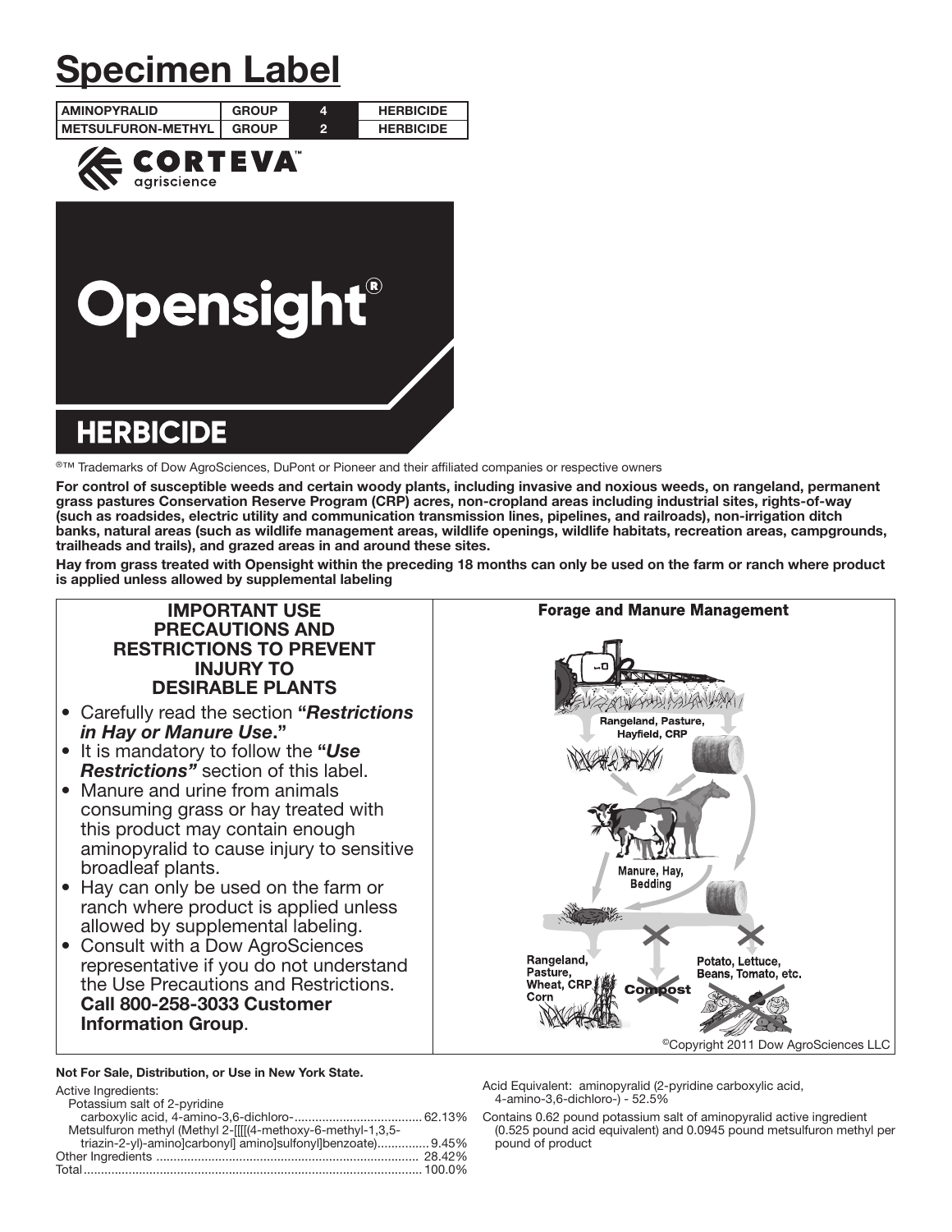# Specimen Label

| AMINOPYRALID | GROUP | 4 | HERBICIDE |
| --- | --- | --- | --- |
| METSULFURON-METHYL | GROUP | 2 | HERBICIDE |

CORTEVA™ agriscience

# Opensight®

## HERBICIDE

®™ Trademarks of Dow AgroSciences, DuPont or Pioneer and their affiliated companies or respective owners

**For control of susceptible weeds and certain woody plants, including invasive and noxious weeds, on rangeland, permanent grass pastures Conservation Reserve Program (CRP) acres, non-cropland areas including industrial sites, rights-of-way (such as roadsides, electric utility and communication transmission lines, pipelines, and railroads), non-irrigation ditch banks, natural areas (such as wildlife management areas, wildlife openings, wildlife habitats, recreation areas, campgrounds, trailheads and trails), and grazed areas in and around these sites.**

**Hay from grass treated with Opensight within the preceding 18 months can only be used on the farm or ranch where product is applied unless allowed by supplemental labeling**

### IMPORTANT USE PRECAUTIONS AND RESTRICTIONS TO PREVENT INJURY TO DESIRABLE PLANTS

- Carefully read the section **"*Restrictions in Hay or Manure Use*."**
- It is mandatory to follow the **"*Use Restrictions"*** section of this label.
- Manure and urine from animals consuming grass or hay treated with this product may contain enough aminopyralid to cause injury to sensitive broadleaf plants.
- Hay can only be used on the farm or ranch where product is applied unless allowed by supplemental labeling.
- Consult with a Dow AgroSciences representative if you do not understand the Use Precautions and Restrictions. **Call 800-258-3033 Customer Information Group**.

**Forage and Manure Management**

Rangeland, Pasture, Hayfield, CRP

Manure, Hay, Bedding

Rangeland, Pasture, Wheat, CRP Corn

Compost

Potato, Lettuce, Beans, Tomato, etc.

©Copyright 2011 Dow AgroSciences LLC

**Not For Sale, Distribution, or Use in New York State.**

Active Ingredients:

| | |
| --- | --- |
| Potassium salt of 2-pyridine carboxylic acid, 4-amino-3,6-dichloro- | 62.13% |
| Metsulfuron methyl (Methyl 2-[[[[(4-methoxy-6-methyl-1,3,5-triazin-2-yl)-amino]carbonyl] amino]sulfonyl]benzoate) | 9.45% |
| Other Ingredients | 28.42% |
| Total | 100.0% |

Acid Equivalent: aminopyralid (2-pyridine carboxylic acid, 4-amino-3,6-dichloro-) - 52.5%

Contains 0.62 pound potassium salt of aminopyralid active ingredient (0.525 pound acid equivalent) and 0.0945 pound metsulfuron methyl per pound of product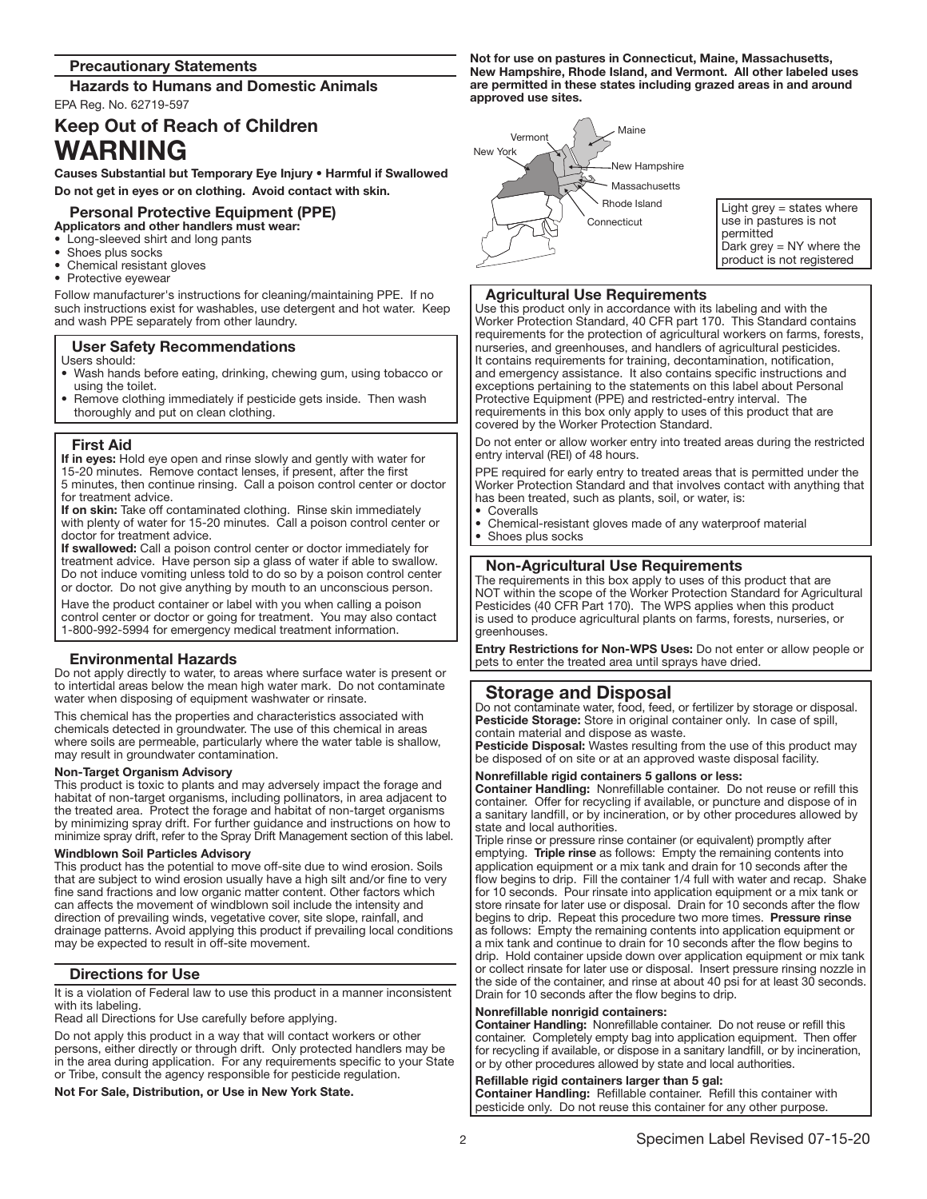## Precautionary Statements

### Hazards to Humans and Domestic Animals

EPA Reg. No. 62719-597

## Keep Out of Reach of Children

# WARNING

**Causes Substantial but Temporary Eye Injury • Harmful if Swallowed**

**Do not get in eyes or on clothing. Avoid contact with skin.**

### Personal Protective Equipment (PPE)

**Applicators and other handlers must wear:**

- Long-sleeved shirt and long pants
- Shoes plus socks
- Chemical resistant gloves
- Protective eyewear

Follow manufacturer's instructions for cleaning/maintaining PPE. If no such instructions exist for washables, use detergent and hot water. Keep and wash PPE separately from other laundry.

### User Safety Recommendations

Users should:

- Wash hands before eating, drinking, chewing gum, using tobacco or using the toilet.
- Remove clothing immediately if pesticide gets inside. Then wash thoroughly and put on clean clothing.

### First Aid

**If in eyes:** Hold eye open and rinse slowly and gently with water for 15-20 minutes. Remove contact lenses, if present, after the first 5 minutes, then continue rinsing. Call a poison control center or doctor for treatment advice.

**If on skin:** Take off contaminated clothing. Rinse skin immediately with plenty of water for 15-20 minutes. Call a poison control center or doctor for treatment advice.

**If swallowed:** Call a poison control center or doctor immediately for treatment advice. Have person sip a glass of water if able to swallow. Do not induce vomiting unless told to do so by a poison control center or doctor. Do not give anything by mouth to an unconscious person.

Have the product container or label with you when calling a poison control center or doctor or going for treatment. You may also contact 1-800-992-5994 for emergency medical treatment information.

### Environmental Hazards

Do not apply directly to water, to areas where surface water is present or to intertidal areas below the mean high water mark. Do not contaminate water when disposing of equipment washwater or rinsate.

This chemical has the properties and characteristics associated with chemicals detected in groundwater. The use of this chemical in areas where soils are permeable, particularly where the water table is shallow, may result in groundwater contamination.

**Non-Target Organism Advisory**

This product is toxic to plants and may adversely impact the forage and habitat of non-target organisms, including pollinators, in area adjacent to the treated area. Protect the forage and habitat of non-target organisms by minimizing spray drift. For further guidance and instructions on how to minimize spray drift, refer to the Spray Drift Management section of this label.

**Windblown Soil Particles Advisory**

This product has the potential to move off-site due to wind erosion. Soils that are subject to wind erosion usually have a high silt and/or fine to very fine sand fractions and low organic matter content. Other factors which can affects the movement of windblown soil include the intensity and direction of prevailing winds, vegetative cover, site slope, rainfall, and drainage patterns. Avoid applying this product if prevailing local conditions may be expected to result in off-site movement.

### Directions for Use

It is a violation of Federal law to use this product in a manner inconsistent with its labeling.

Read all Directions for Use carefully before applying.

Do not apply this product in a way that will contact workers or other persons, either directly or through drift. Only protected handlers may be in the area during application. For any requirements specific to your State or Tribe, consult the agency responsible for pesticide regulation.

**Not For Sale, Distribution, or Use in New York State.**

**Not for use on pastures in Connecticut, Maine, Massachusetts, New Hampshire, Rhode Island, and Vermont. All other labeled uses are permitted in these states including grazed areas in and around approved use sites.**

Vermont, Maine, New York, New Hampshire, Massachusetts, Rhode Island, Connecticut

Light grey = states where use in pastures is not permitted
Dark grey = NY where the product is not registered

### Agricultural Use Requirements

Use this product only in accordance with its labeling and with the Worker Protection Standard, 40 CFR part 170. This Standard contains requirements for the protection of agricultural workers on farms, forests, nurseries, and greenhouses, and handlers of agricultural pesticides. It contains requirements for training, decontamination, notification, and emergency assistance. It also contains specific instructions and exceptions pertaining to the statements on this label about Personal Protective Equipment (PPE) and restricted-entry interval. The requirements in this box only apply to uses of this product that are covered by the Worker Protection Standard.

Do not enter or allow worker entry into treated areas during the restricted entry interval (REI) of 48 hours.

PPE required for early entry to treated areas that is permitted under the Worker Protection Standard and that involves contact with anything that has been treated, such as plants, soil, or water, is:

- Coveralls
- Chemical-resistant gloves made of any waterproof material
- Shoes plus socks

### Non-Agricultural Use Requirements

The requirements in this box apply to uses of this product that are NOT within the scope of the Worker Protection Standard for Agricultural Pesticides (40 CFR Part 170). The WPS applies when this product is used to produce agricultural plants on farms, forests, nurseries, or greenhouses.

**Entry Restrictions for Non-WPS Uses:** Do not enter or allow people or pets to enter the treated area until sprays have dried.

## Storage and Disposal

Do not contaminate water, food, feed, or fertilizer by storage or disposal.

**Pesticide Storage:** Store in original container only. In case of spill, contain material and dispose as waste.

**Pesticide Disposal:** Wastes resulting from the use of this product may be disposed of on site or at an approved waste disposal facility.

**Nonrefillable rigid containers 5 gallons or less:**

**Container Handling:** Nonrefillable container. Do not reuse or refill this container. Offer for recycling if available, or puncture and dispose of in a sanitary landfill, or by incineration, or by other procedures allowed by state and local authorities.

Triple rinse or pressure rinse container (or equivalent) promptly after emptying. **Triple rinse** as follows: Empty the remaining contents into application equipment or a mix tank and drain for 10 seconds after the flow begins to drip. Fill the container 1/4 full with water and recap. Shake for 10 seconds. Pour rinsate into application equipment or a mix tank or store rinsate for later use or disposal. Drain for 10 seconds after the flow begins to drip. Repeat this procedure two more times. **Pressure rinse** as follows: Empty the remaining contents into application equipment or a mix tank and continue to drain for 10 seconds after the flow begins to drip. Hold container upside down over application equipment or mix tank or collect rinsate for later use or disposal. Insert pressure rinsing nozzle in the side of the container, and rinse at about 40 psi for at least 30 seconds. Drain for 10 seconds after the flow begins to drip.

**Nonrefillable nonrigid containers:**

**Container Handling:** Nonrefillable container. Do not reuse or refill this container. Completely empty bag into application equipment. Then offer for recycling if available, or dispose in a sanitary landfill, or by incineration, or by other procedures allowed by state and local authorities.

**Refillable rigid containers larger than 5 gal:**

**Container Handling:** Refillable container. Refill this container with pesticide only. Do not reuse this container for any other purpose.

Specimen Label Revised 07-15-20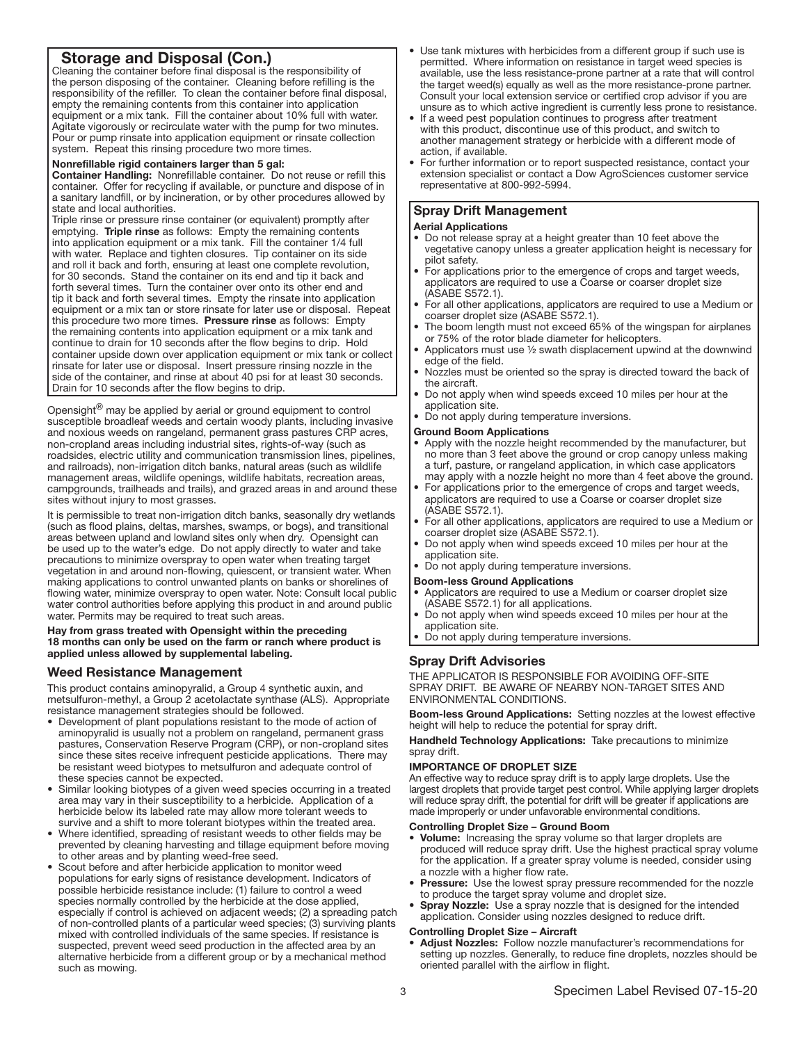## Storage and Disposal (Con.)

Cleaning the container before final disposal is the responsibility of the person disposing of the container. Cleaning before refilling is the responsibility of the refiller. To clean the container before final disposal, empty the remaining contents from this container into application equipment or a mix tank. Fill the container about 10% full with water. Agitate vigorously or recirculate water with the pump for two minutes. Pour or pump rinsate into application equipment or rinsate collection system. Repeat this rinsing procedure two more times.

**Nonrefillable rigid containers larger than 5 gal:**

**Container Handling:** Nonrefillable container. Do not reuse or refill this container. Offer for recycling if available, or puncture and dispose of in a sanitary landfill, or by incineration, or by other procedures allowed by state and local authorities.

Triple rinse or pressure rinse container (or equivalent) promptly after emptying. **Triple rinse** as follows: Empty the remaining contents into application equipment or a mix tank. Fill the container 1/4 full with water. Replace and tighten closures. Tip container on its side and roll it back and forth, ensuring at least one complete revolution, for 30 seconds. Stand the container on its end and tip it back and forth several times. Turn the container over onto its other end and tip it back and forth several times. Empty the rinsate into application equipment or a mix tan or store rinsate for later use or disposal. Repeat this procedure two more times. **Pressure rinse** as follows: Empty the remaining contents into application equipment or a mix tank and continue to drain for 10 seconds after the flow begins to drip. Hold container upside down over application equipment or mix tank or collect rinsate for later use or disposal. Insert pressure rinsing nozzle in the side of the container, and rinse at about 40 psi for at least 30 seconds. Drain for 10 seconds after the flow begins to drip.

Opensight® may be applied by aerial or ground equipment to control susceptible broadleaf weeds and certain woody plants, including invasive and noxious weeds on rangeland, permanent grass pastures CRP acres, non-cropland areas including industrial sites, rights-of-way (such as roadsides, electric utility and communication transmission lines, pipelines, and railroads), non-irrigation ditch banks, natural areas (such as wildlife management areas, wildlife openings, wildlife habitats, recreation areas, campgrounds, trailheads and trails), and grazed areas in and around these sites without injury to most grasses.

It is permissible to treat non-irrigation ditch banks, seasonally dry wetlands (such as flood plains, deltas, marshes, swamps, or bogs), and transitional areas between upland and lowland sites only when dry. Opensight can be used up to the water's edge. Do not apply directly to water and take precautions to minimize overspray to open water when treating target vegetation in and around non-flowing, quiescent, or transient water. When making applications to control unwanted plants on banks or shorelines of flowing water, minimize overspray to open water. Note: Consult local public water control authorities before applying this product in and around public water. Permits may be required to treat such areas.

**Hay from grass treated with Opensight within the preceding 18 months can only be used on the farm or ranch where product is applied unless allowed by supplemental labeling.**

## Weed Resistance Management

This product contains aminopyralid, a Group 4 synthetic auxin, and metsulfuron-methyl, a Group 2 acetolactate synthase (ALS). Appropriate resistance management strategies should be followed.

- Development of plant populations resistant to the mode of action of aminopyralid is usually not a problem on rangeland, permanent grass pastures, Conservation Reserve Program (CRP), or non-cropland sites since these sites receive infrequent pesticide applications. There may be resistant weed biotypes to metsulfuron and adequate control of these species cannot be expected.
- Similar looking biotypes of a given weed species occurring in a treated area may vary in their susceptibility to a herbicide. Application of a herbicide below its labeled rate may allow more tolerant weeds to survive and a shift to more tolerant biotypes within the treated area.
- Where identified, spreading of resistant weeds to other fields may be prevented by cleaning harvesting and tillage equipment before moving to other areas and by planting weed-free seed.
- Scout before and after herbicide application to monitor weed populations for early signs of resistance development. Indicators of possible herbicide resistance include: (1) failure to control a weed species normally controlled by the herbicide at the dose applied, especially if control is achieved on adjacent weeds; (2) a spreading patch of non-controlled plants of a particular weed species; (3) surviving plants mixed with controlled individuals of the same species. If resistance is suspected, prevent weed seed production in the affected area by an alternative herbicide from a different group or by a mechanical method such as mowing.
- Use tank mixtures with herbicides from a different group if such use is permitted. Where information on resistance in target weed species is available, use the less resistance-prone partner at a rate that will control the target weed(s) equally as well as the more resistance-prone partner. Consult your local extension service or certified crop advisor if you are unsure as to which active ingredient is currently less prone to resistance.
- If a weed pest population continues to progress after treatment with this product, discontinue use of this product, and switch to another management strategy or herbicide with a different mode of action, if available.
- For further information or to report suspected resistance, contact your extension specialist or contact a Dow AgroSciences customer service representative at 800-992-5994.

## Spray Drift Management

**Aerial Applications**

- Do not release spray at a height greater than 10 feet above the vegetative canopy unless a greater application height is necessary for pilot safety.
- For applications prior to the emergence of crops and target weeds, applicators are required to use a Coarse or coarser droplet size (ASABE S572.1).
- For all other applications, applicators are required to use a Medium or coarser droplet size (ASABE S572.1).
- The boom length must not exceed 65% of the wingspan for airplanes or 75% of the rotor blade diameter for helicopters.
- Applicators must use ½ swath displacement upwind at the downwind edge of the field.
- Nozzles must be oriented so the spray is directed toward the back of the aircraft.
- Do not apply when wind speeds exceed 10 miles per hour at the application site.
- Do not apply during temperature inversions.

**Ground Boom Applications**

- Apply with the nozzle height recommended by the manufacturer, but no more than 3 feet above the ground or crop canopy unless making a turf, pasture, or rangeland application, in which case applicators may apply with a nozzle height no more than 4 feet above the ground.
- For applications prior to the emergence of crops and target weeds, applicators are required to use a Coarse or coarser droplet size (ASABE S572.1).
- For all other applications, applicators are required to use a Medium or coarser droplet size (ASABE S572.1).
- Do not apply when wind speeds exceed 10 miles per hour at the application site.
- Do not apply during temperature inversions.

**Boom-less Ground Applications**

- Applicators are required to use a Medium or coarser droplet size (ASABE S572.1) for all applications.
- Do not apply when wind speeds exceed 10 miles per hour at the application site.
- Do not apply during temperature inversions.

## Spray Drift Advisories

THE APPLICATOR IS RESPONSIBLE FOR AVOIDING OFF-SITE SPRAY DRIFT. BE AWARE OF NEARBY NON-TARGET SITES AND ENVIRONMENTAL CONDITIONS.

**Boom-less Ground Applications:** Setting nozzles at the lowest effective height will help to reduce the potential for spray drift.

**Handheld Technology Applications:** Take precautions to minimize spray drift.

**IMPORTANCE OF DROPLET SIZE**

An effective way to reduce spray drift is to apply large droplets. Use the largest droplets that provide target pest control. While applying larger droplets will reduce spray drift, the potential for drift will be greater if applications are made improperly or under unfavorable environmental conditions.

**Controlling Droplet Size – Ground Boom**

- **Volume:** Increasing the spray volume so that larger droplets are produced will reduce spray drift. Use the highest practical spray volume for the application. If a greater spray volume is needed, consider using a nozzle with a higher flow rate.
- **Pressure:** Use the lowest spray pressure recommended for the nozzle to produce the target spray volume and droplet size.
- **Spray Nozzle:** Use a spray nozzle that is designed for the intended application. Consider using nozzles designed to reduce drift.

**Controlling Droplet Size – Aircraft**

- **Adjust Nozzles:** Follow nozzle manufacturer's recommendations for setting up nozzles. Generally, to reduce fine droplets, nozzles should be oriented parallel with the airflow in flight.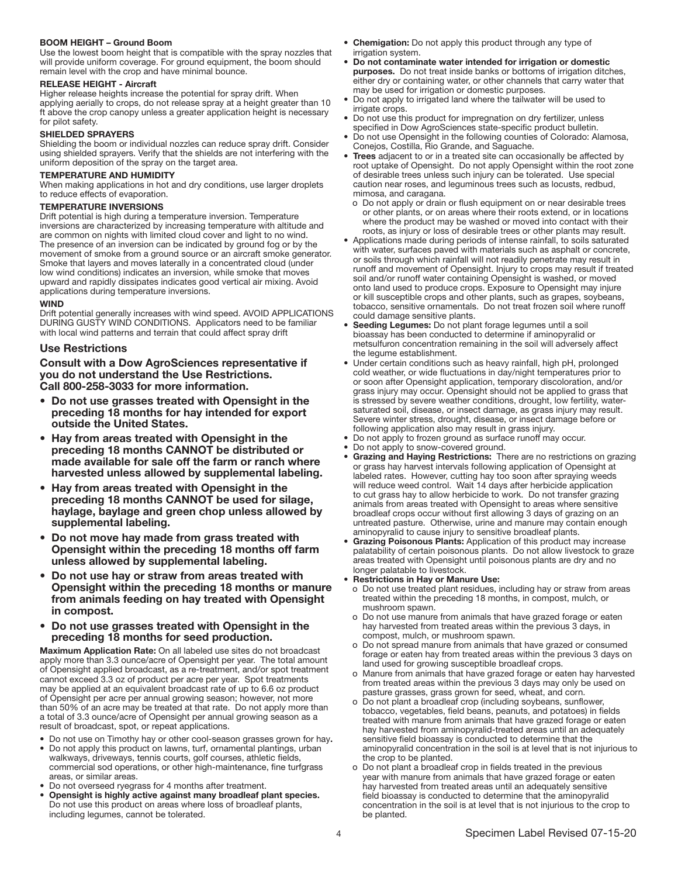**BOOM HEIGHT – Ground Boom**

Use the lowest boom height that is compatible with the spray nozzles that will provide uniform coverage. For ground equipment, the boom should remain level with the crop and have minimal bounce.

**RELEASE HEIGHT - Aircraft**

Higher release heights increase the potential for spray drift. When applying aerially to crops, do not release spray at a height greater than 10 ft above the crop canopy unless a greater application height is necessary for pilot safety.

**SHIELDED SPRAYERS**

Shielding the boom or individual nozzles can reduce spray drift. Consider using shielded sprayers. Verify that the shields are not interfering with the uniform deposition of the spray on the target area.

**TEMPERATURE AND HUMIDITY**

When making applications in hot and dry conditions, use larger droplets to reduce effects of evaporation.

**TEMPERATURE INVERSIONS**

Drift potential is high during a temperature inversion. Temperature inversions are characterized by increasing temperature with altitude and are common on nights with limited cloud cover and light to no wind. The presence of an inversion can be indicated by ground fog or by the movement of smoke from a ground source or an aircraft smoke generator. Smoke that layers and moves laterally in a concentrated cloud (under low wind conditions) indicates an inversion, while smoke that moves upward and rapidly dissipates indicates good vertical air mixing. Avoid applications during temperature inversions.

**WIND**

Drift potential generally increases with wind speed. AVOID APPLICATIONS DURING GUSTY WIND CONDITIONS. Applicators need to be familiar with local wind patterns and terrain that could affect spray drift

## Use Restrictions

**Consult with a Dow AgroSciences representative if you do not understand the Use Restrictions. Call 800-258-3033 for more information.**

- **Do not use grasses treated with Opensight in the preceding 18 months for hay intended for export outside the United States.**
- **Hay from areas treated with Opensight in the preceding 18 months CANNOT be distributed or made available for sale off the farm or ranch where harvested unless allowed by supplemental labeling.**
- **Hay from areas treated with Opensight in the preceding 18 months CANNOT be used for silage, haylage, baylage and green chop unless allowed by supplemental labeling.**
- **Do not move hay made from grass treated with Opensight within the preceding 18 months off farm unless allowed by supplemental labeling.**
- **Do not use hay or straw from areas treated with Opensight within the preceding 18 months or manure from animals feeding on hay treated with Opensight in compost.**
- **Do not use grasses treated with Opensight in the preceding 18 months for seed production.**

**Maximum Application Rate:** On all labeled use sites do not broadcast apply more than 3.3 ounce/acre of Opensight per year. The total amount of Opensight applied broadcast, as a re-treatment, and/or spot treatment cannot exceed 3.3 oz of product per acre per year. Spot treatments may be applied at an equivalent broadcast rate of up to 6.6 oz product of Opensight per acre per annual growing season; however, not more than 50% of an acre may be treated at that rate. Do not apply more than a total of 3.3 ounce/acre of Opensight per annual growing season as a result of broadcast, spot, or repeat applications.

- Do not use on Timothy hay or other cool-season grasses grown for hay**.**
- Do not apply this product on lawns, turf, ornamental plantings, urban walkways, driveways, tennis courts, golf courses, athletic fields, commercial sod operations, or other high-maintenance, fine turfgrass areas, or similar areas.
- Do not overseed ryegrass for 4 months after treatment.
- **Opensight is highly active against many broadleaf plant species.** Do not use this product on areas where loss of broadleaf plants, including legumes, cannot be tolerated.
- **Chemigation:** Do not apply this product through any type of irrigation system.
- **Do not contaminate water intended for irrigation or domestic purposes.** Do not treat inside banks or bottoms of irrigation ditches, either dry or containing water, or other channels that carry water that may be used for irrigation or domestic purposes.
- Do not apply to irrigated land where the tailwater will be used to irrigate crops.
- Do not use this product for impregnation on dry fertilizer, unless specified in Dow AgroSciences state-specific product bulletin.
- Do not use Opensight in the following counties of Colorado: Alamosa, Conejos, Costilla, Rio Grande, and Saguache.
- **Trees** adjacent to or in a treated site can occasionally be affected by root uptake of Opensight. Do not apply Opensight within the root zone of desirable trees unless such injury can be tolerated. Use special caution near roses, and leguminous trees such as locusts, redbud, mimosa, and caragana.
  - o Do not apply or drain or flush equipment on or near desirable trees or other plants, or on areas where their roots extend, or in locations where the product may be washed or moved into contact with their roots, as injury or loss of desirable trees or other plants may result.
- Applications made during periods of intense rainfall, to soils saturated with water, surfaces paved with materials such as asphalt or concrete, or soils through which rainfall will not readily penetrate may result in runoff and movement of Opensight. Injury to crops may result if treated soil and/or runoff water containing Opensight is washed, or moved onto land used to produce crops. Exposure to Opensight may injure or kill susceptible crops and other plants, such as grapes, soybeans, tobacco, sensitive ornamentals. Do not treat frozen soil where runoff could damage sensitive plants.
- **Seeding Legumes:** Do not plant forage legumes until a soil bioassay has been conducted to determine if aminopyralid or metsulfuron concentration remaining in the soil will adversely affect the legume establishment.
- Under certain conditions such as heavy rainfall, high pH, prolonged cold weather, or wide fluctuations in day/night temperatures prior to or soon after Opensight application, temporary discoloration, and/or grass injury may occur. Opensight should not be applied to grass that is stressed by severe weather conditions, drought, low fertility, water-saturated soil, disease, or insect damage, as grass injury may result. Severe winter stress, drought, disease, or insect damage before or following application also may result in grass injury.
- Do not apply to frozen ground as surface runoff may occur.
- Do not apply to snow-covered ground.
- **Grazing and Haying Restrictions:** There are no restrictions on grazing or grass hay harvest intervals following application of Opensight at labeled rates. However, cutting hay too soon after spraying weeds will reduce weed control. Wait 14 days after herbicide application to cut grass hay to allow herbicide to work. Do not transfer grazing animals from areas treated with Opensight to areas where sensitive broadleaf crops occur without first allowing 3 days of grazing on an untreated pasture. Otherwise, urine and manure may contain enough aminopyralid to cause injury to sensitive broadleaf plants.
- **Grazing Poisonous Plants:** Application of this product may increase palatability of certain poisonous plants. Do not allow livestock to graze areas treated with Opensight until poisonous plants are dry and no longer palatable to livestock.
- **Restrictions in Hay or Manure Use:**
  - o Do not use treated plant residues, including hay or straw from areas treated within the preceding 18 months, in compost, mulch, or mushroom spawn.
  - o Do not use manure from animals that have grazed forage or eaten hay harvested from treated areas within the previous 3 days, in compost, mulch, or mushroom spawn.
  - o Do not spread manure from animals that have grazed or consumed forage or eaten hay from treated areas within the previous 3 days on land used for growing susceptible broadleaf crops.
  - o Manure from animals that have grazed forage or eaten hay harvested from treated areas within the previous 3 days may only be used on pasture grasses, grass grown for seed, wheat, and corn.
  - o Do not plant a broadleaf crop (including soybeans, sunflower, tobacco, vegetables, field beans, peanuts, and potatoes) in fields treated with manure from animals that have grazed forage or eaten hay harvested from aminopyralid-treated areas until an adequately sensitive field bioassay is conducted to determine that the aminopyralid concentration in the soil is at level that is not injurious to the crop to be planted.
  - o Do not plant a broadleaf crop in fields treated in the previous year with manure from animals that have grazed forage or eaten hay harvested from treated areas until an adequately sensitive field bioassay is conducted to determine that the aminopyralid concentration in the soil is at level that is not injurious to the crop to be planted.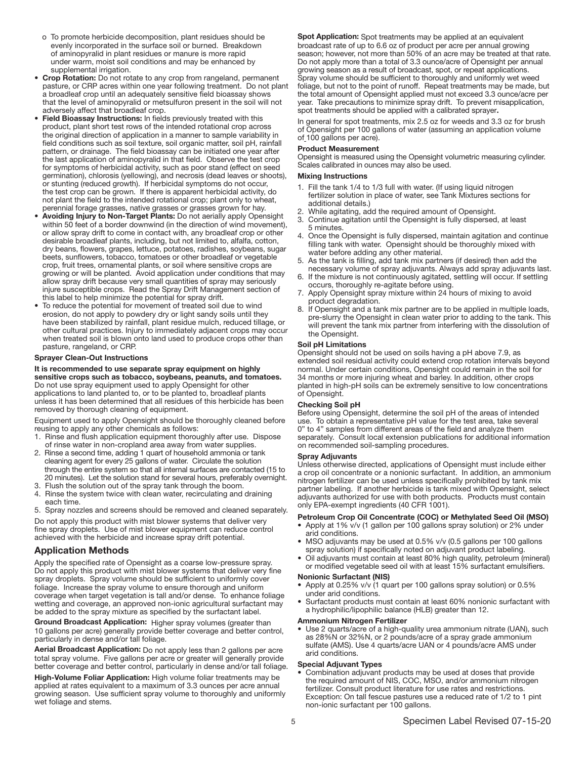- o To promote herbicide decomposition, plant residues should be evenly incorporated in the surface soil or burned. Breakdown of aminopyralid in plant residues or manure is more rapid under warm, moist soil conditions and may be enhanced by supplemental irrigation.

- **Crop Rotation:** Do not rotate to any crop from rangeland, permanent pasture, or CRP acres within one year following treatment. Do not plant a broadleaf crop until an adequately sensitive field bioassay shows that the level of aminopyralid or metsulfuron present in the soil will not adversely affect that broadleaf crop.
- **Field Bioassay Instructions:** In fields previously treated with this product, plant short test rows of the intended rotational crop across the original direction of application in a manner to sample variability in field conditions such as soil texture, soil organic matter, soil pH, rainfall pattern, or drainage. The field bioassay can be initiated one year after the last application of aminopyralid in that field. Observe the test crop for symptoms of herbicidal activity, such as poor stand (effect on seed germination), chlorosis (yellowing), and necrosis (dead leaves or shoots), or stunting (reduced growth). If herbicidal symptoms do not occur, the test crop can be grown. If there is apparent herbicidal activity, do not plant the field to the intended rotational crop; plant only to wheat, perennial forage grasses, native grasses or grasses grown for hay.
- **Avoiding Injury to Non-Target Plants:** Do not aerially apply Opensight within 50 feet of a border downwind (in the direction of wind movement), or allow spray drift to come in contact with, any broadleaf crop or other desirable broadleaf plants, including, but not limited to, alfalfa, cotton, dry beans, flowers, grapes, lettuce, potatoes, radishes, soybeans, sugar beets, sunflowers, tobacco, tomatoes or other broadleaf or vegetable crop, fruit trees, ornamental plants, or soil where sensitive crops are growing or will be planted. Avoid application under conditions that may allow spray drift because very small quantities of spray may seriously injure susceptible crops. Read the Spray Drift Management section of this label to help minimize the potential for spray drift.
- To reduce the potential for movement of treated soil due to wind erosion, do not apply to powdery dry or light sandy soils until they have been stabilized by rainfall, plant residue mulch, reduced tillage, or other cultural practices. Injury to immediately adjacent crops may occur when treated soil is blown onto land used to produce crops other than pasture, rangeland, or CRP.

#### Sprayer Clean-Out Instructions

**It is recommended to use separate spray equipment on highly sensitive crops such as tobacco, soybeans, peanuts, and tomatoes.** Do not use spray equipment used to apply Opensight for other applications to land planted to, or to be planted to, broadleaf plants unless it has been determined that all residues of this herbicide has been removed by thorough cleaning of equipment.

Equipment used to apply Opensight should be thoroughly cleaned before reusing to apply any other chemicals as follows:

1. Rinse and flush application equipment thoroughly after use. Dispose of rinse water in non-cropland area away from water supplies.
2. Rinse a second time, adding 1 quart of household ammonia or tank cleaning agent for every 25 gallons of water. Circulate the solution through the entire system so that all internal surfaces are contacted (15 to 20 minutes). Let the solution stand for several hours, preferably overnight.
3. Flush the solution out of the spray tank through the boom.
4. Rinse the system twice with clean water, recirculating and draining each time.
5. Spray nozzles and screens should be removed and cleaned separately.

Do not apply this product with mist blower systems that deliver very fine spray droplets. Use of mist blower equipment can reduce control achieved with the herbicide and increase spray drift potential.

## Application Methods

Apply the specified rate of Opensight as a coarse low-pressure spray. Do not apply this product with mist blower systems that deliver very fine spray droplets. Spray volume should be sufficient to uniformly cover foliage. Increase the spray volume to ensure thorough and uniform coverage when target vegetation is tall and/or dense. To enhance foliage wetting and coverage, an approved non-ionic agricultural surfactant may be added to the spray mixture as specified by the surfactant label.

**Ground Broadcast Application:** Higher spray volumes (greater than 10 gallons per acre) generally provide better coverage and better control, particularly in dense and/or tall foliage.

**Aerial Broadcast Application:** Do not apply less than 2 gallons per acre total spray volume. Five gallons per acre or greater will generally provide better coverage and better control, particularly in dense and/or tall foliage.

**High-Volume Foliar Application:** High volume foliar treatments may be applied at rates equivalent to a maximum of 3.3 ounces per acre annual growing season. Use sufficient spray volume to thoroughly and uniformly wet foliage and stems.

**Spot Application:** Spot treatments may be applied at an equivalent broadcast rate of up to 6.6 oz of product per acre per annual growing season; however, not more than 50% of an acre may be treated at that rate. Do not apply more than a total of 3.3 ounce/acre of Opensight per annual growing season as a result of broadcast, spot, or repeat applications. Spray volume should be sufficient to thoroughly and uniformly wet weed foliage, but not to the point of runoff. Repeat treatments may be made, but the total amount of Opensight applied must not exceed 3.3 ounce/acre per year. Take precautions to minimize spray drift. To prevent misapplication, spot treatments should be applied with a calibrated sprayer**.**

In general for spot treatments, mix 2.5 oz for weeds and 3.3 oz for brush of Opensight per 100 gallons of water (assuming an application volume of 100 gallons per acre).

#### Product Measurement

Opensight is measured using the Opensight volumetric measuring cylinder. Scales calibrated in ounces may also be used.

#### Mixing Instructions

1. Fill the tank 1/4 to 1/3 full with water. (If using liquid nitrogen fertilizer solution in place of water, see Tank Mixtures sections for additional details.)
2. While agitating, add the required amount of Opensight.
3. Continue agitation until the Opensight is fully dispersed, at least 5 minutes.
4. Once the Opensight is fully dispersed, maintain agitation and continue filling tank with water. Opensight should be thoroughly mixed with water before adding any other material.
5. As the tank is filling, add tank mix partners (if desired) then add the necessary volume of spray adjuvants. Always add spray adjuvants last.
6. If the mixture is not continuously agitated, settling will occur. If settling occurs, thoroughly re-agitate before using.
7. Apply Opensight spray mixture within 24 hours of mixing to avoid product degradation.
8. If Opensight and a tank mix partner are to be applied in multiple loads, pre-slurry the Opensight in clean water prior to adding to the tank. This will prevent the tank mix partner from interfering with the dissolution of the Opensight.

#### Soil pH Limitations

Opensight should not be used on soils having a pH above 7.9, as extended soil residual activity could extend crop rotation intervals beyond normal. Under certain conditions, Opensight could remain in the soil for 34 months or more injuring wheat and barley. In addition, other crops planted in high-pH soils can be extremely sensitive to low concentrations of Opensight.

#### Checking Soil pH

Before using Opensight, determine the soil pH of the areas of intended use. To obtain a representative pH value for the test area, take several 0" to 4" samples from different areas of the field and analyze them separately. Consult local extension publications for additional information on recommended soil-sampling procedures.

#### Spray Adjuvants

Unless otherwise directed, applications of Opensight must include either a crop oil concentrate or a nonionic surfactant. In addition, an ammonium nitrogen fertilizer can be used unless specifically prohibited by tank mix partner labeling. If another herbicide is tank mixed with Opensight, select adjuvants authorized for use with both products. Products must contain only EPA-exempt ingredients (40 CFR 1001).

#### Petroleum Crop Oil Concentrate (COC) or Methylated Seed Oil (MSO)

- Apply at 1% v/v (1 gallon per 100 gallons spray solution) or 2% under arid conditions.
- MSO adjuvants may be used at 0.5% v/v (0.5 gallons per 100 gallons spray solution) if specifically noted on adjuvant product labeling.
- Oil adjuvants must contain at least 80% high quality, petroleum (mineral) or modified vegetable seed oil with at least 15% surfactant emulsifiers.

#### Nonionic Surfactant (NIS)

- Apply at 0.25% v/v (1 quart per 100 gallons spray solution) or 0.5% under arid conditions.
- Surfactant products must contain at least 60% nonionic surfactant with a hydrophilic/lipophilic balance (HLB) greater than 12.

#### Ammonium Nitrogen Fertilizer

- Use 2 quarts/acre of a high-quality urea ammonium nitrate (UAN), such as 28%N or 32%N, or 2 pounds/acre of a spray grade ammonium sulfate (AMS). Use 4 quarts/acre UAN or 4 pounds/acre AMS under arid conditions.

#### Special Adjuvant Types

- Combination adjuvant products may be used at doses that provide the required amount of NIS, COC, MSO, and/or ammonium nitrogen fertilizer. Consult product literature for use rates and restrictions. Exception: On tall fescue pastures use a reduced rate of 1/2 to 1 pint non-ionic surfactant per 100 gallons.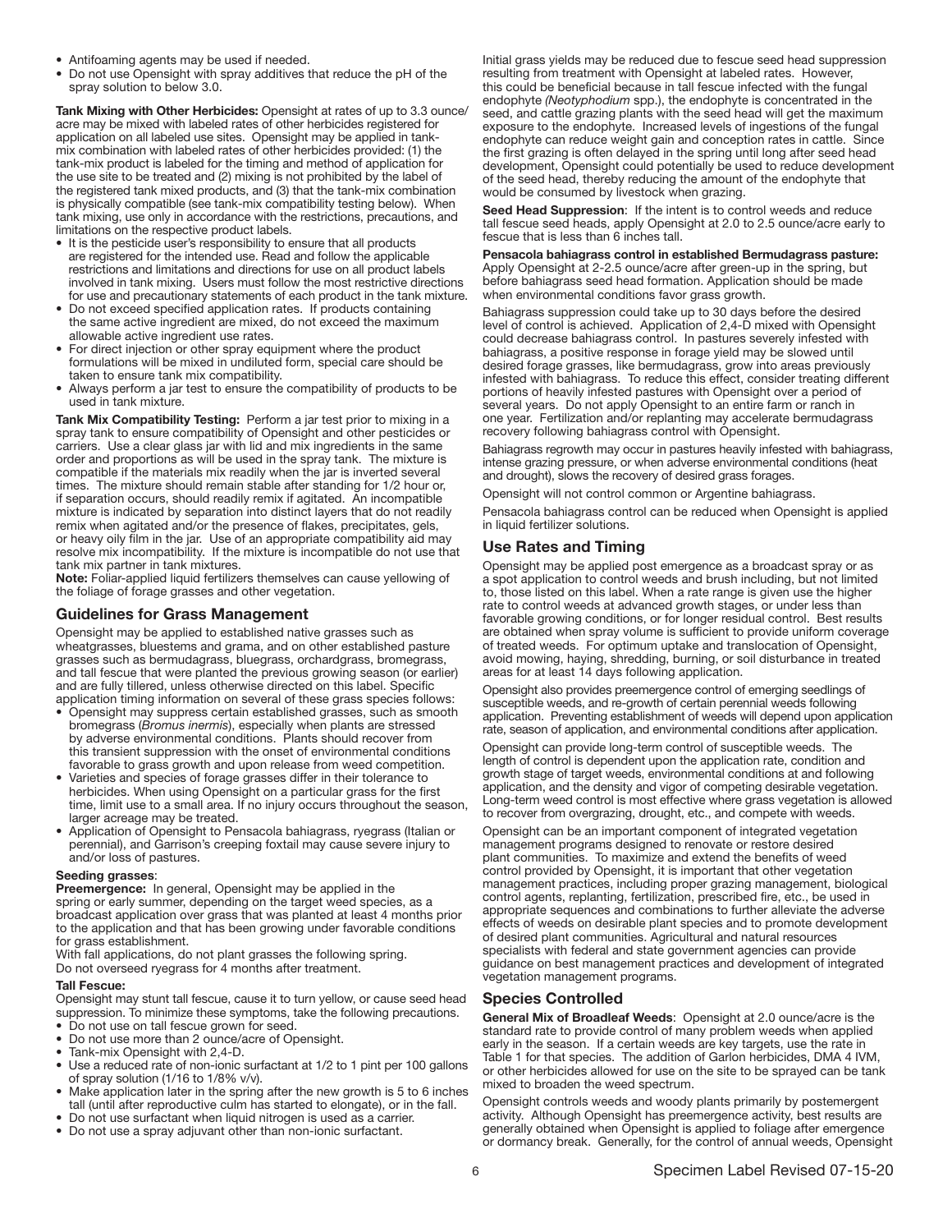- Antifoaming agents may be used if needed.
- Do not use Opensight with spray additives that reduce the pH of the spray solution to below 3.0.

**Tank Mixing with Other Herbicides:** Opensight at rates of up to 3.3 ounce/acre may be mixed with labeled rates of other herbicides registered for application on all labeled use sites. Opensight may be applied in tank-mix combination with labeled rates of other herbicides provided: (1) the tank-mix product is labeled for the timing and method of application for the use site to be treated and (2) mixing is not prohibited by the label of the registered tank mixed products, and (3) that the tank-mix combination is physically compatible (see tank-mix compatibility testing below). When tank mixing, use only in accordance with the restrictions, precautions, and limitations on the respective product labels.

- It is the pesticide user's responsibility to ensure that all products are registered for the intended use. Read and follow the applicable restrictions and limitations and directions for use on all product labels involved in tank mixing. Users must follow the most restrictive directions for use and precautionary statements of each product in the tank mixture.
- Do not exceed specified application rates. If products containing the same active ingredient are mixed, do not exceed the maximum allowable active ingredient use rates.
- For direct injection or other spray equipment where the product formulations will be mixed in undiluted form, special care should be taken to ensure tank mix compatibility.
- Always perform a jar test to ensure the compatibility of products to be used in tank mixture.

**Tank Mix Compatibility Testing:** Perform a jar test prior to mixing in a spray tank to ensure compatibility of Opensight and other pesticides or carriers. Use a clear glass jar with lid and mix ingredients in the same order and proportions as will be used in the spray tank. The mixture is compatible if the materials mix readily when the jar is inverted several times. The mixture should remain stable after standing for 1/2 hour or, if separation occurs, should readily remix if agitated. An incompatible mixture is indicated by separation into distinct layers that do not readily remix when agitated and/or the presence of flakes, precipitates, gels, or heavy oily film in the jar. Use of an appropriate compatibility aid may resolve mix incompatibility. If the mixture is incompatible do not use that tank mix partner in tank mixtures.

**Note:** Foliar-applied liquid fertilizers themselves can cause yellowing of the foliage of forage grasses and other vegetation.

## Guidelines for Grass Management

Opensight may be applied to established native grasses such as wheatgrasses, bluestems and grama, and on other established pasture grasses such as bermudagrass, bluegrass, orchardgrass, bromegrass, and tall fescue that were planted the previous growing season (or earlier) and are fully tillered, unless otherwise directed on this label. Specific application timing information on several of these grass species follows:

- Opensight may suppress certain established grasses, such as smooth bromegrass (*Bromus inermis*), especially when plants are stressed by adverse environmental conditions. Plants should recover from this transient suppression with the onset of environmental conditions favorable to grass growth and upon release from weed competition.
- Varieties and species of forage grasses differ in their tolerance to herbicides. When using Opensight on a particular grass for the first time, limit use to a small area. If no injury occurs throughout the season, larger acreage may be treated.
- Application of Opensight to Pensacola bahiagrass, ryegrass (Italian or perennial), and Garrison's creeping foxtail may cause severe injury to and/or loss of pastures.

**Seeding grasses**:

**Preemergence:** In general, Opensight may be applied in the spring or early summer, depending on the target weed species, as a broadcast application over grass that was planted at least 4 months prior to the application and that has been growing under favorable conditions for grass establishment.

With fall applications, do not plant grasses the following spring.

Do not overseed ryegrass for 4 months after treatment.

**Tall Fescue:**

Opensight may stunt tall fescue, cause it to turn yellow, or cause seed head suppression. To minimize these symptoms, take the following precautions.

- Do not use on tall fescue grown for seed.
- Do not use more than 2 ounce/acre of Opensight.
- Tank-mix Opensight with 2,4-D.
- Use a reduced rate of non-ionic surfactant at 1/2 to 1 pint per 100 gallons of spray solution (1/16 to 1/8% v/v).
- Make application later in the spring after the new growth is 5 to 6 inches tall (until after reproductive culm has started to elongate), or in the fall.
- Do not use surfactant when liquid nitrogen is used as a carrier.
- Do not use a spray adjuvant other than non-ionic surfactant.

Initial grass yields may be reduced due to fescue seed head suppression resulting from treatment with Opensight at labeled rates. However, this could be beneficial because in tall fescue infected with the fungal endophyte *(Neotyphodium* spp.), the endophyte is concentrated in the seed, and cattle grazing plants with the seed head will get the maximum exposure to the endophyte. Increased levels of ingestions of the fungal endophyte can reduce weight gain and conception rates in cattle. Since the first grazing is often delayed in the spring until long after seed head development, Opensight could potentially be used to reduce development of the seed head, thereby reducing the amount of the endophyte that would be consumed by livestock when grazing.

**Seed Head Suppression**: If the intent is to control weeds and reduce tall fescue seed heads, apply Opensight at 2.0 to 2.5 ounce/acre early to fescue that is less than 6 inches tall.

**Pensacola bahiagrass control in established Bermudagrass pasture:** Apply Opensight at 2-2.5 ounce/acre after green-up in the spring, but before bahiagrass seed head formation. Application should be made when environmental conditions favor grass growth.

Bahiagrass suppression could take up to 30 days before the desired level of control is achieved. Application of 2,4-D mixed with Opensight could decrease bahiagrass control. In pastures severely infested with bahiagrass, a positive response in forage yield may be slowed until desired forage grasses, like bermudagrass, grow into areas previously infested with bahiagrass. To reduce this effect, consider treating different portions of heavily infested pastures with Opensight over a period of several years. Do not apply Opensight to an entire farm or ranch in one year. Fertilization and/or replanting may accelerate bermudagrass recovery following bahiagrass control with Opensight.

Bahiagrass regrowth may occur in pastures heavily infested with bahiagrass, intense grazing pressure, or when adverse environmental conditions (heat and drought), slows the recovery of desired grass forages.

Opensight will not control common or Argentine bahiagrass.

Pensacola bahiagrass control can be reduced when Opensight is applied in liquid fertilizer solutions.

## Use Rates and Timing

Opensight may be applied post emergence as a broadcast spray or as a spot application to control weeds and brush including, but not limited to, those listed on this label. When a rate range is given use the higher rate to control weeds at advanced growth stages, or under less than favorable growing conditions, or for longer residual control. Best results are obtained when spray volume is sufficient to provide uniform coverage of treated weeds. For optimum uptake and translocation of Opensight, avoid mowing, haying, shredding, burning, or soil disturbance in treated areas for at least 14 days following application.

Opensight also provides preemergence control of emerging seedlings of susceptible weeds, and re-growth of certain perennial weeds following application. Preventing establishment of weeds will depend upon application rate, season of application, and environmental conditions after application.

Opensight can provide long-term control of susceptible weeds. The length of control is dependent upon the application rate, condition and growth stage of target weeds, environmental conditions at and following application, and the density and vigor of competing desirable vegetation. Long-term weed control is most effective where grass vegetation is allowed to recover from overgrazing, drought, etc., and compete with weeds.

Opensight can be an important component of integrated vegetation management programs designed to renovate or restore desired plant communities. To maximize and extend the benefits of weed control provided by Opensight, it is important that other vegetation management practices, including proper grazing management, biological control agents, replanting, fertilization, prescribed fire, etc., be used in appropriate sequences and combinations to further alleviate the adverse effects of weeds on desirable plant species and to promote development of desired plant communities. Agricultural and natural resources specialists with federal and state government agencies can provide guidance on best management practices and development of integrated vegetation management programs.

## Species Controlled

**General Mix of Broadleaf Weeds**: Opensight at 2.0 ounce/acre is the standard rate to provide control of many problem weeds when applied early in the season. If a certain weeds are key targets, use the rate in Table 1 for that species. The addition of Garlon herbicides, DMA 4 IVM, or other herbicides allowed for use on the site to be sprayed can be tank mixed to broaden the weed spectrum.

Opensight controls weeds and woody plants primarily by postemergent activity. Although Opensight has preemergence activity, best results are generally obtained when Opensight is applied to foliage after emergence or dormancy break. Generally, for the control of annual weeds, Opensight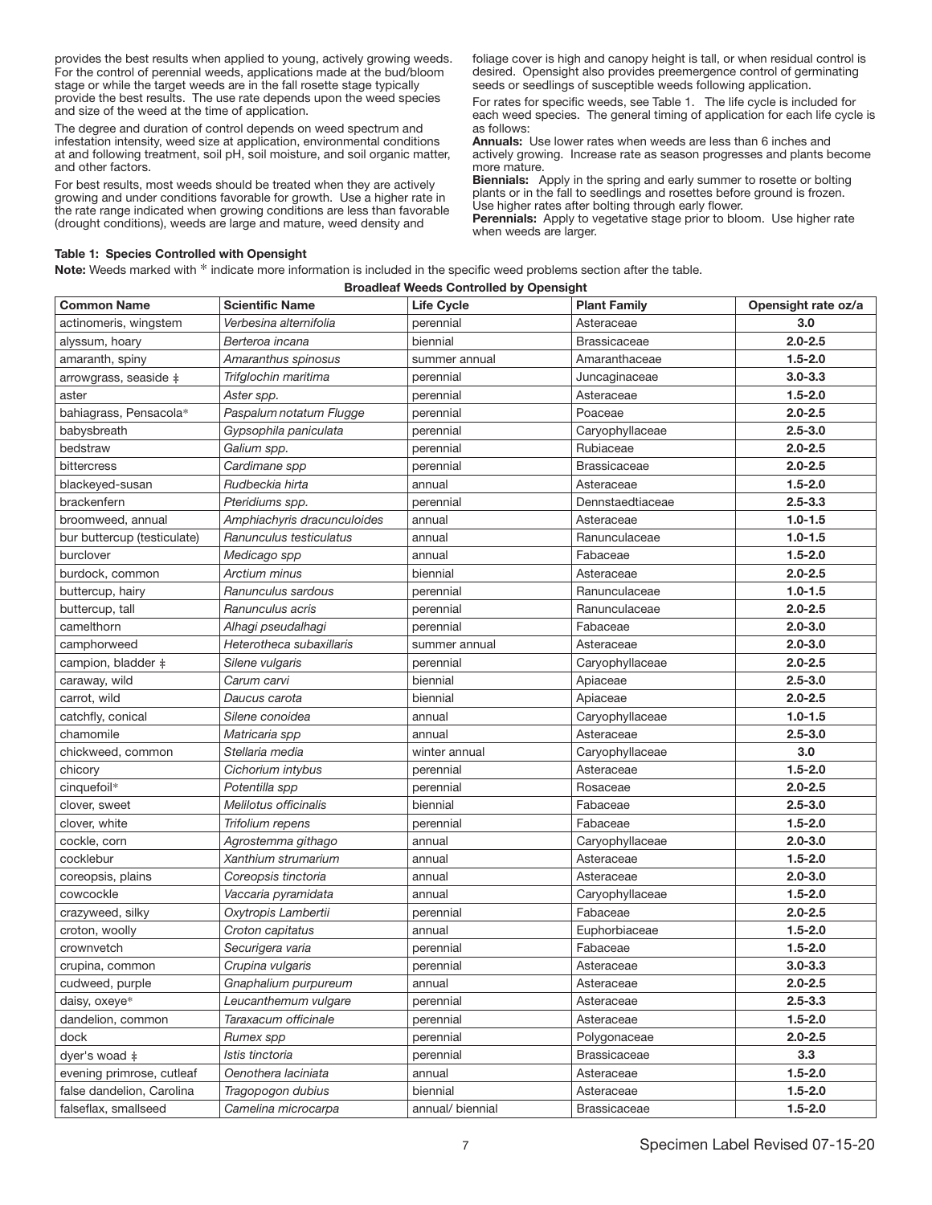provides the best results when applied to young, actively growing weeds. For the control of perennial weeds, applications made at the bud/bloom stage or while the target weeds are in the fall rosette stage typically provide the best results. The use rate depends upon the weed species and size of the weed at the time of application.

The degree and duration of control depends on weed spectrum and infestation intensity, weed size at application, environmental conditions at and following treatment, soil pH, soil moisture, and soil organic matter, and other factors.

For best results, most weeds should be treated when they are actively growing and under conditions favorable for growth. Use a higher rate in the rate range indicated when growing conditions are less than favorable (drought conditions), weeds are large and mature, weed density and foliage cover is high and canopy height is tall, or when residual control is desired. Opensight also provides preemergence control of germinating seeds or seedlings of susceptible weeds following application.

For rates for specific weeds, see Table 1. The life cycle is included for each weed species. The general timing of application for each life cycle is as follows:

**Annuals:** Use lower rates when weeds are less than 6 inches and actively growing. Increase rate as season progresses and plants become more mature.

**Biennials:** Apply in the spring and early summer to rosette or bolting plants or in the fall to seedlings and rosettes before ground is frozen. Use higher rates after bolting through early flower.

**Perennials:** Apply to vegetative stage prior to bloom. Use higher rate when weeds are larger.

**Table 1: Species Controlled with Opensight**

**Note:** Weeds marked with * indicate more information is included in the specific weed problems section after the table.

**Broadleaf Weeds Controlled by Opensight**

| Common Name | Scientific Name | Life Cycle | Plant Family | Opensight rate oz/a |
|---|---|---|---|---|
| actinomeris, wingstem | *Verbesina alternifolia* | perennial | Asteraceae | **3.0** |
| alyssum, hoary | *Berteroa incana* | biennial | Brassicaceae | **2.0-2.5** |
| amaranth, spiny | *Amaranthus spinosus* | summer annual | Amaranthaceae | **1.5-2.0** |
| arrowgrass, seaside ‡ | *Trifglochin maritima* | perennial | Juncaginaceae | **3.0-3.3** |
| aster | *Aster spp.* | perennial | Asteraceae | **1.5-2.0** |
| bahiagrass, Pensacola* | *Paspalum notatum Flugge* | perennial | Poaceae | **2.0-2.5** |
| babysbreath | *Gypsophila paniculata* | perennial | Caryophyllaceae | **2.5-3.0** |
| bedstraw | *Galium spp.* | perennial | Rubiaceae | **2.0-2.5** |
| bittercress | *Cardimane spp* | perennial | Brassicaceae | **2.0-2.5** |
| blackeyed-susan | *Rudbeckia hirta* | annual | Asteraceae | **1.5-2.0** |
| brackenfern | *Pteridiums spp.* | perennial | Dennstaedtiaceae | **2.5-3.3** |
| broomweed, annual | *Amphiachyris dracunculoides* | annual | Asteraceae | **1.0-1.5** |
| bur buttercup (testiculate) | *Ranunculus testiculatus* | annual | Ranunculaceae | **1.0-1.5** |
| burclover | *Medicago spp* | annual | Fabaceae | **1.5-2.0** |
| burdock, common | *Arctium minus* | biennial | Asteraceae | **2.0-2.5** |
| buttercup, hairy | *Ranunculus sardous* | perennial | Ranunculaceae | **1.0-1.5** |
| buttercup, tall | *Ranunculus acris* | perennial | Ranunculaceae | **2.0-2.5** |
| camelthorn | *Alhagi pseudalhagi* | perennial | Fabaceae | **2.0-3.0** |
| camphorweed | *Heterotheca subaxillaris* | summer annual | Asteraceae | **2.0-3.0** |
| campion, bladder ‡ | *Silene vulgaris* | perennial | Caryophyllaceae | **2.0-2.5** |
| caraway, wild | *Carum carvi* | biennial | Apiaceae | **2.5-3.0** |
| carrot, wild | *Daucus carota* | biennial | Apiaceae | **2.0-2.5** |
| catchfly, conical | *Silene conoidea* | annual | Caryophyllaceae | **1.0-1.5** |
| chamomile | *Matricaria spp* | annual | Asteraceae | **2.5-3.0** |
| chickweed, common | *Stellaria media* | winter annual | Caryophyllaceae | **3.0** |
| chicory | *Cichorium intybus* | perennial | Asteraceae | **1.5-2.0** |
| cinquefoil* | *Potentilla spp* | perennial | Rosaceae | **2.0-2.5** |
| clover, sweet | *Melilotus officinalis* | biennial | Fabaceae | **2.5-3.0** |
| clover, white | *Trifolium repens* | perennial | Fabaceae | **1.5-2.0** |
| cockle, corn | *Agrostemma githago* | annual | Caryophyllaceae | **2.0-3.0** |
| cocklebur | *Xanthium strumarium* | annual | Asteraceae | **1.5-2.0** |
| coreopsis, plains | *Coreopsis tinctoria* | annual | Asteraceae | **2.0-3.0** |
| cowcockle | *Vaccaria pyramidata* | annual | Caryophyllaceae | **1.5-2.0** |
| crazyweed, silky | *Oxytropis Lambertii* | perennial | Fabaceae | **2.0-2.5** |
| croton, woolly | *Croton capitatus* | annual | Euphorbiaceae | **1.5-2.0** |
| crownvetch | *Securigera varia* | perennial | Fabaceae | **1.5-2.0** |
| crupina, common | *Crupina vulgaris* | perennial | Asteraceae | **3.0-3.3** |
| cudweed, purple | *Gnaphalium purpureum* | annual | Asteraceae | **2.0-2.5** |
| daisy, oxeye* | *Leucanthemum vulgare* | perennial | Asteraceae | **2.5-3.3** |
| dandelion, common | *Taraxacum officinale* | perennial | Asteraceae | **1.5-2.0** |
| dock | *Rumex spp* | perennial | Polygonaceae | **2.0-2.5** |
| dyer's woad ‡ | *Istis tinctoria* | perennial | Brassicaceae | **3.3** |
| evening primrose, cutleaf | *Oenothera laciniata* | annual | Asteraceae | **1.5-2.0** |
| false dandelion, Carolina | *Tragopogon dubius* | biennial | Asteraceae | **1.5-2.0** |
| falseflax, smallseed | *Camelina microcarpa* | annual/ biennial | Brassicaceae | **1.5-2.0** |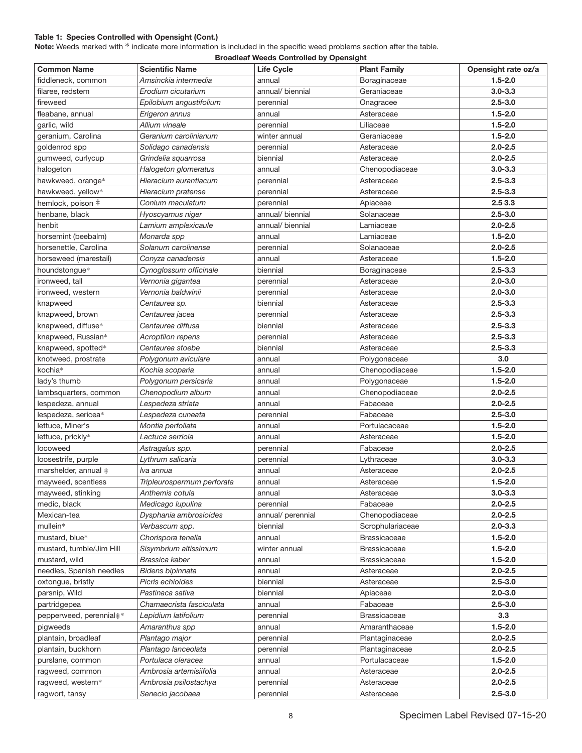**Table 1: Species Controlled with Opensight (Cont.)**

**Note:** Weeds marked with * indicate more information is included in the specific weed problems section after the table.

**Broadleaf Weeds Controlled by Opensight**

| Common Name | Scientific Name | Life Cycle | Plant Family | Opensight rate oz/a |
|---|---|---|---|---|
| fiddleneck, common | *Amsinckia intermedia* | annual | Boraginaceae | **1.5-2.0** |
| filaree, redstem | *Erodium cicutarium* | annual/ biennial | Geraniaceae | **3.0-3.3** |
| fireweed | *Epilobium angustifolium* | perennial | Onagracee | **2.5-3.0** |
| fleabane, annual | *Erigeron annus* | annual | Asteraceae | **1.5-2.0** |
| garlic, wild | *Allium vineale* | perennial | Liliaceae | **1.5-2.0** |
| geranium, Carolina | *Geranium carolinianum* | winter annual | Geraniaceae | **1.5-2.0** |
| goldenrod spp | *Solidago canadensis* | perennial | Asteraceae | **2.0-2.5** |
| gumweed, curlycup | *Grindelia squarrosa* | biennial | Asteraceae | **2.0-2.5** |
| halogeton | *Halogeton glomeratus* | annual | Chenopodiaceae | **3.0-3.3** |
| hawkweed, orange* | *Hieracium aurantiacum* | perennial | Asteraceae | **2.5-3.3** |
| hawkweed, yellow* | *Hieracium pratense* | perennial | Asteraceae | **2.5-3.3** |
| hemlock, poison ‡ | *Conium maculatum* | perennial | Apiaceae | **2.5-3.3** |
| henbane, black | *Hyoscyamus niger* | annual/ biennial | Solanaceae | **2.5-3.0** |
| henbit | *Lamium amplexicaule* | annual/ biennial | Lamiaceae | **2.0-2.5** |
| horsemint (beebalm) | *Monarda spp* | annual | Lamiaceae | **1.5-2.0** |
| horsenettle, Carolina | *Solanum carolinense* | perennial | Solanaceae | **2.0-2.5** |
| horseweed (marestail) | *Conyza canadensis* | annual | Asteraceae | **1.5-2.0** |
| houndstongue* | *Cynoglossum officinale* | biennial | Boraginaceae | **2.5-3.3** |
| ironweed, tall | *Vernonia gigantea* | perennial | Asteraceae | **2.0-3.0** |
| ironweed, western | *Vernonia baldwinii* | perennial | Asteraceae | **2.0-3.0** |
| knapweed | *Centaurea sp.* | biennial | Asteraceae | **2.5-3.3** |
| knapweed, brown | *Centaurea jacea* | perennial | Asteraceae | **2.5-3.3** |
| knapweed, diffuse* | *Centaurea diffusa* | biennial | Asteraceae | **2.5-3.3** |
| knapweed, Russian* | *Acroptilon repens* | perennial | Asteraceae | **2.5-3.3** |
| knapweed, spotted* | *Centaurea stoebe* | biennial | Asteraceae | **2.5-3.3** |
| knotweed, prostrate | *Polygonum aviculare* | annual | Polygonaceae | **3.0** |
| kochia* | *Kochia scoparia* | annual | Chenopodiaceae | **1.5-2.0** |
| lady's thumb | *Polygonum persicaria* | annual | Polygonaceae | **1.5-2.0** |
| lambsquarters, common | *Chenopodium album* | annual | Chenopodiaceae | **2.0-2.5** |
| lespedeza, annual | *Lespedeza striata* | annual | Fabaceae | **2.0-2.5** |
| lespedeza, sericea* | *Lespedeza cuneata* | perennial | Fabaceae | **2.5-3.0** |
| lettuce, Miner's | *Montia perfoliata* | annual | Portulacaceae | **1.5-2.0** |
| lettuce, prickly* | *Lactuca serriola* | annual | Asteraceae | **1.5-2.0** |
| locoweed | *Astragalus spp.* | perennial | Fabaceae | **2.0-2.5** |
| loosestrife, purple | *Lythrum salicaria* | perennial | Lythraceae | **3.0-3.3** |
| marshelder, annual ‡ | *Iva annua* | annual | Asteraceae | **2.0-2.5** |
| mayweed, scentless | *Tripleurospermum perforata* | annual | Asteraceae | **1.5-2.0** |
| mayweed, stinking | *Anthemis cotula* | annual | Asteraceae | **3.0-3.3** |
| medic, black | *Medicago lupulina* | perennial | Fabaceae | **2.0-2.5** |
| Mexican-tea | *Dysphania ambrosioides* | annual/ perennial | Chenopodiaceae | **2.0-2.5** |
| mullein* | *Verbascum spp.* | biennial | Scrophulariaceae | **2.0-3.3** |
| mustard, blue* | *Chorispora tenella* | annual | Brassicaceae | **1.5-2.0** |
| mustard, tumble/Jim Hill | *Sisymbrium altissimum* | winter annual | Brassicaceae | **1.5-2.0** |
| mustard, wild | *Brassica kaber* | annual | Brassicaceae | **1.5-2.0** |
| needles, Spanish needles | *Bidens bipinnata* | annual | Asteraceae | **2.0-2.5** |
| oxtongue, bristly | *Picris echioides* | biennial | Asteraceae | **2.5-3.0** |
| parsnip, Wild | *Pastinaca sativa* | biennial | Apiaceae | **2.0-3.0** |
| partridgepea | *Chamaecrista fasciculata* | annual | Fabaceae | **2.5-3.0** |
| pepperweed, perennial‡* | *Lepidium latifolium* | perennial | Brassicaceae | **3.3** |
| pigweeds | *Amaranthus spp* | annual | Amaranthaceae | **1.5-2.0** |
| plantain, broadleaf | *Plantago major* | perennial | Plantaginaceae | **2.0-2.5** |
| plantain, buckhorn | *Plantago lanceolata* | perennial | Plantaginaceae | **2.0-2.5** |
| purslane, common | *Portulaca oleracea* | annual | Portulacaceae | **1.5-2.0** |
| ragweed, common | *Ambrosia artemisiifolia* | annual | Asteraceae | **2.0-2.5** |
| ragweed, western* | *Ambrosia psilostachya* | perennial | Asteraceae | **2.0-2.5** |
| ragwort, tansy | *Senecio jacobaea* | perennial | Asteraceae | **2.5-3.0** |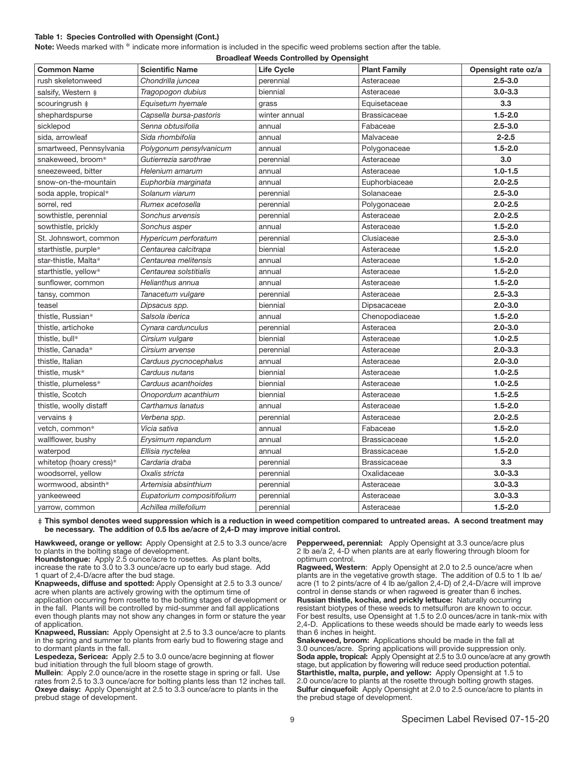**Table 1: Species Controlled with Opensight (Cont.)**

**Note:** Weeds marked with * indicate more information is included in the specific weed problems section after the table.

**Broadleaf Weeds Controlled by Opensight**

| Common Name | Scientific Name | Life Cycle | Plant Family | Opensight rate oz/a |
|---|---|---|---|---|
| rush skeletonweed | *Chondrilla juncea* | perennial | Asteraceae | **2.5-3.0** |
| salsify, Western ‡ | *Tragopogon dubius* | biennial | Asteraceae | **3.0-3.3** |
| scouringrush ‡ | *Equisetum hyemale* | grass | Equisetaceae | **3.3** |
| shephardspurse | *Capsella bursa-pastoris* | winter annual | Brassicaceae | **1.5-2.0** |
| sicklepod | *Senna obtusifolia* | annual | Fabaceae | **2.5-3.0** |
| sida, arrowleaf | *Sida rhombifolia* | annual | Malvaceae | **2-2.5** |
| smartweed, Pennsylvania | *Polygonum pensylvanicum* | annual | Polygonaceae | **1.5-2.0** |
| snakeweed, broom* | *Gutierrezia sarothrae* | perennial | Asteraceae | **3.0** |
| sneezeweed, bitter | *Helenium amarum* | annual | Asteraceae | **1.0-1.5** |
| snow-on-the-mountain | *Euphorbia marginata* | annual | Euphorbiaceae | **2.0-2.5** |
| soda apple, tropical* | *Solanum viarum* | perennial | Solanaceae | **2.5-3.0** |
| sorrel, red | *Rumex acetosella* | perennial | Polygonaceae | **2.0-2.5** |
| sowthistle, perennial | *Sonchus arvensis* | perennial | Asteraceae | **2.0-2.5** |
| sowthistle, prickly | *Sonchus asper* | annual | Asteraceae | **1.5-2.0** |
| St. Johnswort, common | *Hypericum perforatum* | perennial | Clusiaceae | **2.5-3.0** |
| starthistle, purple* | *Centaurea calcitrapa* | biennial | Asteraceae | **1.5-2.0** |
| star-thistle, Malta* | *Centaurea melitensis* | annual | Asteraceae | **1.5-2.0** |
| starthistle, yellow* | *Centaurea solstitialis* | annual | Asteraceae | **1.5-2.0** |
| sunflower, common | *Helianthus annua* | annual | Asteraceae | **1.5-2.0** |
| tansy, common | *Tanacetum vulgare* | perennial | Asteraceae | **2.5-3.3** |
| teasel | *Dipsacus spp.* | biennial | Dipsacaceae | **2.0-3.0** |
| thistle, Russian* | *Salsola iberica* | annual | Chenopodiaceae | **1.5-2.0** |
| thistle, artichoke | *Cynara cardunculus* | perennial | Asteracea | **2.0-3.0** |
| thistle, bull* | *Cirsium vulgare* | biennial | Asteraceae | **1.0-2.5** |
| thistle, Canada* | *Cirsium arvense* | perennial | Asteraceae | **2.0-3.3** |
| thistle, Italian | *Carduus pycnocephalus* | annual | Asteraceae | **2.0-3.0** |
| thistle, musk* | *Carduus nutans* | biennial | Asteraceae | **1.0-2.5** |
| thistle, plumeless* | *Carduus acanthoides* | biennial | Asteraceae | **1.0-2.5** |
| thistle, Scotch | *Onopordum acanthium* | biennial | Asteraceae | **1.5-2.5** |
| thistle, woolly distaff | *Carthamus lanatus* | annual | Asteraceae | **1.5-2.0** |
| vervains ‡ | *Verbena spp.* | perennial | Asteraceae | **2.0-2.5** |
| vetch, common* | *Vicia sativa* | annual | Fabaceae | **1.5-2.0** |
| wallflower, bushy | *Erysimum repandum* | annual | Brassicaceae | **1.5-2.0** |
| waterpod | *Ellisia nyctelea* | annual | Brassicaceae | **1.5-2.0** |
| whitetop (hoary cress)* | *Cardaria draba* | perennial | Brassicaceae | **3.3** |
| woodsorrel, yellow | *Oxalis stricta* | perennial | Oxalidaceae | **3.0-3.3** |
| wormwood, absinth* | *Artemisia absinthium* | perennial | Asteraceae | **3.0-3.3** |
| yankeeweed | *Eupatorium compositifolium* | perennial | Asteraceae | **3.0-3.3** |
| yarrow, common | *Achillea millefolium* | perennial | Asteraceae | **1.5-2.0** |

**‡ This symbol denotes weed suppression which is a reduction in weed competition compared to untreated areas. A second treatment may be necessary. The addition of 0.5 lbs ae/acre of 2,4-D may improve initial control.**

**Hawkweed, orange or yellow:** Apply Opensight at 2.5 to 3.3 ounce/acre to plants in the bolting stage of development.

**Houndstongue:** Apply 2.5 ounce/acre to rosettes. As plant bolts, increase the rate to 3.0 to 3.3 ounce/acre up to early bud stage. Add 1 quart of 2,4-D/acre after the bud stage.

**Knapweeds, diffuse and spotted:** Apply Opensight at 2.5 to 3.3 ounce/acre when plants are actively growing with the optimum time of application occurring from rosette to the bolting stages of development or in the fall. Plants will be controlled by mid-summer and fall applications even though plants may not show any changes in form or stature the year of application.

**Knapweed, Russian:** Apply Opensight at 2.5 to 3.3 ounce/acre to plants in the spring and summer to plants from early bud to flowering stage and to dormant plants in the fall.

**Lespedeza, Sericea:** Apply 2.5 to 3.0 ounce/acre beginning at flower bud initiation through the full bloom stage of growth.

**Mullein**: Apply 2.0 ounce/acre in the rosette stage in spring or fall. Use rates from 2.5 to 3.3 ounce/acre for bolting plants less than 12 inches tall.

**Oxeye daisy:** Apply Opensight at 2.5 to 3.3 ounce/acre to plants in the prebud stage of development.

**Pepperweed, perennial:** Apply Opensight at 3.3 ounce/acre plus 2 lb ae/a 2, 4-D when plants are at early flowering through bloom for optimum control.

**Ragweed, Western**: Apply Opensight at 2.0 to 2.5 ounce/acre when plants are in the vegetative growth stage. The addition of 0.5 to 1 lb ae/acre (1 to 2 pints/acre of 4 lb ae/gallon 2,4-D) of 2,4-D/acre will improve control in dense stands or when ragweed is greater than 6 inches.

**Russian thistle, kochia, and prickly lettuce:** Naturally occurring resistant biotypes of these weeds to metsulfuron are known to occur. For best results, use Opensight at 1.5 to 2.0 ounces/acre in tank-mix with 2,4-D. Applications to these weeds should be made early to weeds less than 6 inches in height.

**Snakeweed, broom:** Applications should be made in the fall at 3.0 ounces/acre. Spring applications will provide suppression only.

**Soda apple, tropical:** Apply Opensight at 2.5 to 3.0 ounce/acre at any growth stage, but application by flowering will reduce seed production potential.

**Starthistle, malta, purple, and yellow:** Apply Opensight at 1.5 to 2.0 ounce/acre to plants at the rosette through bolting growth stages.

**Sulfur cinquefoil:** Apply Opensight at 2.0 to 2.5 ounce/acre to plants in the prebud stage of development.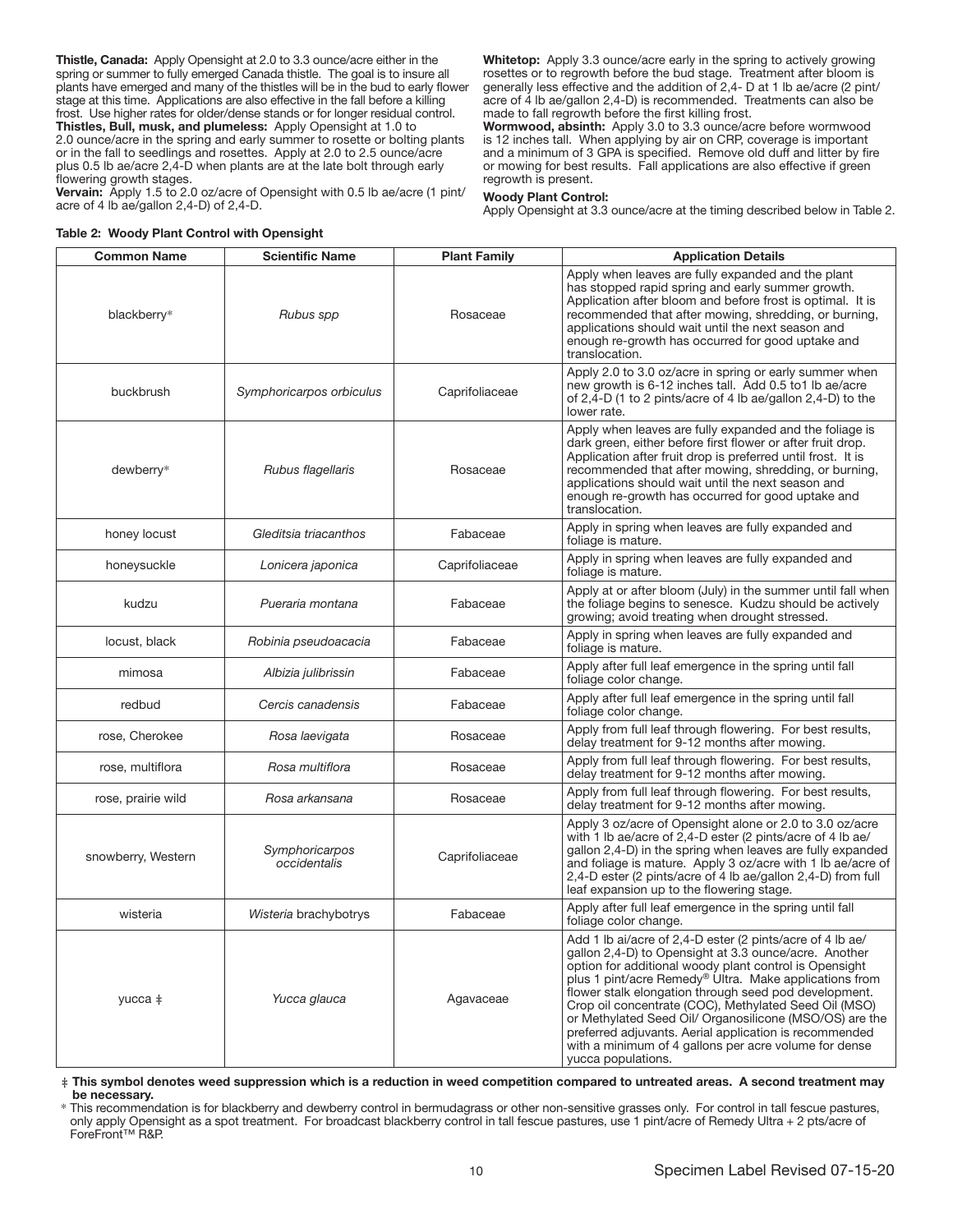**Thistle, Canada:** Apply Opensight at 2.0 to 3.3 ounce/acre either in the spring or summer to fully emerged Canada thistle. The goal is to insure all plants have emerged and many of the thistles will be in the bud to early flower stage at this time. Applications are also effective in the fall before a killing frost. Use higher rates for older/dense stands or for longer residual control.

**Thistles, Bull, musk, and plumeless:** Apply Opensight at 1.0 to 2.0 ounce/acre in the spring and early summer to rosette or bolting plants or in the fall to seedlings and rosettes. Apply at 2.0 to 2.5 ounce/acre plus 0.5 lb ae/acre 2,4-D when plants are at the late bolt through early flowering growth stages.

**Vervain:** Apply 1.5 to 2.0 oz/acre of Opensight with 0.5 lb ae/acre (1 pint/ acre of 4 lb ae/gallon 2,4-D) of 2,4-D.

**Whitetop:** Apply 3.3 ounce/acre early in the spring to actively growing rosettes or to regrowth before the bud stage. Treatment after bloom is generally less effective and the addition of 2,4- D at 1 lb ae/acre (2 pint/ acre of 4 lb ae/gallon 2,4-D) is recommended. Treatments can also be made to fall regrowth before the first killing frost.

**Wormwood, absinth:** Apply 3.0 to 3.3 ounce/acre before wormwood is 12 inches tall. When applying by air on CRP, coverage is important and a minimum of 3 GPA is specified. Remove old duff and litter by fire or mowing for best results. Fall applications are also effective if green regrowth is present.

**Woody Plant Control:**
Apply Opensight at 3.3 ounce/acre at the timing described below in Table 2.

**Table 2: Woody Plant Control with Opensight**

| Common Name | Scientific Name | Plant Family | Application Details |
|---|---|---|---|
| blackberry* | *Rubus spp* | Rosaceae | Apply when leaves are fully expanded and the plant has stopped rapid spring and early summer growth. Application after bloom and before frost is optimal. It is recommended that after mowing, shredding, or burning, applications should wait until the next season and enough re-growth has occurred for good uptake and translocation. |
| buckbrush | *Symphoricarpos orbiculus* | Caprifoliaceae | Apply 2.0 to 3.0 oz/acre in spring or early summer when new growth is 6-12 inches tall. Add 0.5 to1 lb ae/acre of 2,4-D (1 to 2 pints/acre of 4 lb ae/gallon 2,4-D) to the lower rate. |
| dewberry* | *Rubus flagellaris* | Rosaceae | Apply when leaves are fully expanded and the foliage is dark green, either before first flower or after fruit drop. Application after fruit drop is preferred until frost. It is recommended that after mowing, shredding, or burning, applications should wait until the next season and enough re-growth has occurred for good uptake and translocation. |
| honey locust | *Gleditsia triacanthos* | Fabaceae | Apply in spring when leaves are fully expanded and foliage is mature. |
| honeysuckle | *Lonicera japonica* | Caprifoliaceae | Apply in spring when leaves are fully expanded and foliage is mature. |
| kudzu | *Pueraria montana* | Fabaceae | Apply at or after bloom (July) in the summer until fall when the foliage begins to senesce. Kudzu should be actively growing; avoid treating when drought stressed. |
| locust, black | *Robinia pseudoacacia* | Fabaceae | Apply in spring when leaves are fully expanded and foliage is mature. |
| mimosa | *Albizia julibrissin* | Fabaceae | Apply after full leaf emergence in the spring until fall foliage color change. |
| redbud | *Cercis canadensis* | Fabaceae | Apply after full leaf emergence in the spring until fall foliage color change. |
| rose, Cherokee | *Rosa laevigata* | Rosaceae | Apply from full leaf through flowering. For best results, delay treatment for 9-12 months after mowing. |
| rose, multiflora | *Rosa multiflora* | Rosaceae | Apply from full leaf through flowering. For best results, delay treatment for 9-12 months after mowing. |
| rose, prairie wild | *Rosa arkansana* | Rosaceae | Apply from full leaf through flowering. For best results, delay treatment for 9-12 months after mowing. |
| snowberry, Western | *Symphoricarpos occidentalis* | Caprifoliaceae | Apply 3 oz/acre of Opensight alone or 2.0 to 3.0 oz/acre with 1 lb ae/acre of 2,4-D ester (2 pints/acre of 4 lb ae/ gallon 2,4-D) in the spring when leaves are fully expanded and foliage is mature. Apply 3 oz/acre with 1 lb ae/acre of 2,4-D ester (2 pints/acre of 4 lb ae/gallon 2,4-D) from full leaf expansion up to the flowering stage. |
| wisteria | *Wisteria* brachybotrys | Fabaceae | Apply after full leaf emergence in the spring until fall foliage color change. |
| yucca ‡ | *Yucca glauca* | Agavaceae | Add 1 lb ai/acre of 2,4-D ester (2 pints/acre of 4 lb ae/ gallon 2,4-D) to Opensight at 3.3 ounce/acre. Another option for additional woody plant control is Opensight plus 1 pint/acre Remedy® Ultra. Make applications from flower stalk elongation through seed pod development. Crop oil concentrate (COC), Methylated Seed Oil (MSO) or Methylated Seed Oil/ Organosilicone (MSO/OS) are the preferred adjuvants. Aerial application is recommended with a minimum of 4 gallons per acre volume for dense yucca populations. |

‡ **This symbol denotes weed suppression which is a reduction in weed competition compared to untreated areas. A second treatment may be necessary.**

* This recommendation is for blackberry and dewberry control in bermudagrass or other non-sensitive grasses only. For control in tall fescue pastures, only apply Opensight as a spot treatment. For broadcast blackberry control in tall fescue pastures, use 1 pint/acre of Remedy Ultra + 2 pts/acre of ForeFront™ R&P.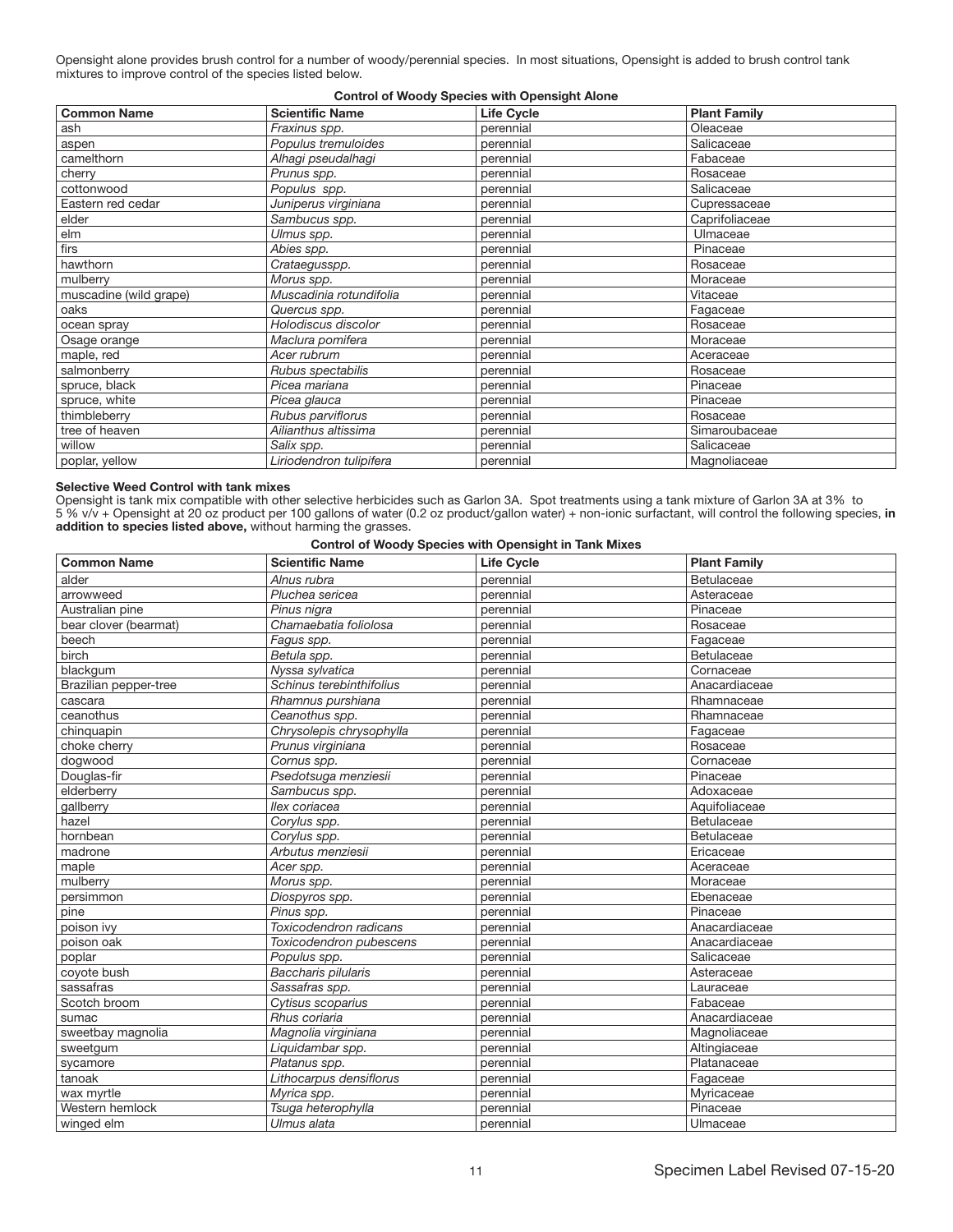Opensight alone provides brush control for a number of woody/perennial species. In most situations, Opensight is added to brush control tank mixtures to improve control of the species listed below.

**Control of Woody Species with Opensight Alone**

| Common Name | Scientific Name | Life Cycle | Plant Family |
|---|---|---|---|
| ash | *Fraxinus spp.* | perennial | Oleaceae |
| aspen | *Populus tremuloides* | perennial | Salicaceae |
| camelthorn | *Alhagi pseudalhagi* | perennial | Fabaceae |
| cherry | *Prunus spp.* | perennial | Rosaceae |
| cottonwood | *Populus spp.* | perennial | Salicaceae |
| Eastern red cedar | *Juniperus virginiana* | perennial | Cupressaceae |
| elder | *Sambucus spp.* | perennial | Caprifoliaceae |
| elm | *Ulmus spp.* | perennial | Ulmaceae |
| firs | *Abies spp.* | perennial | Pinaceae |
| hawthorn | *Crataegusspp.* | perennial | Rosaceae |
| mulberry | *Morus spp.* | perennial | Moraceae |
| muscadine (wild grape) | *Muscadinia rotundifolia* | perennial | Vitaceae |
| oaks | *Quercus spp.* | perennial | Fagaceae |
| ocean spray | *Holodiscus discolor* | perennial | Rosaceae |
| Osage orange | *Maclura pomifera* | perennial | Moraceae |
| maple, red | *Acer rubrum* | perennial | Aceraceae |
| salmonberry | *Rubus spectabilis* | perennial | Rosaceae |
| spruce, black | *Picea mariana* | perennial | Pinaceae |
| spruce, white | *Picea glauca* | perennial | Pinaceae |
| thimbleberry | *Rubus parviflorus* | perennial | Rosaceae |
| tree of heaven | *Ailianthus altissima* | perennial | Simaroubaceae |
| willow | *Salix spp.* | perennial | Salicaceae |
| poplar, yellow | *Liriodendron tulipifera* | perennial | Magnoliaceae |

**Selective Weed Control with tank mixes**

Opensight is tank mix compatible with other selective herbicides such as Garlon 3A. Spot treatments using a tank mixture of Garlon 3A at 3% to 5 % v/v + Opensight at 20 oz product per 100 gallons of water (0.2 oz product/gallon water) + non-ionic surfactant, will control the following species, **in addition to species listed above,** without harming the grasses.

**Control of Woody Species with Opensight in Tank Mixes**

| Common Name | Scientific Name | Life Cycle | Plant Family |
|---|---|---|---|
| alder | *Alnus rubra* | perennial | Betulaceae |
| arrowweed | *Pluchea sericea* | perennial | Asteraceae |
| Australian pine | *Pinus nigra* | perennial | Pinaceae |
| bear clover (bearmat) | *Chamaebatia foliolosa* | perennial | Rosaceae |
| beech | *Fagus spp.* | perennial | Fagaceae |
| birch | *Betula spp.* | perennial | Betulaceae |
| blackgum | *Nyssa sylvatica* | perennial | Cornaceae |
| Brazilian pepper-tree | *Schinus terebinthifolius* | perennial | Anacardiaceae |
| cascara | *Rhamnus purshiana* | perennial | Rhamnaceae |
| ceanothus | *Ceanothus spp.* | perennial | Rhamnaceae |
| chinquapin | *Chrysolepis chrysophylla* | perennial | Fagaceae |
| choke cherry | *Prunus virginiana* | perennial | Rosaceae |
| dogwood | *Cornus spp.* | perennial | Cornaceae |
| Douglas-fir | *Psedotsuga menziesii* | perennial | Pinaceae |
| elderberry | *Sambucus spp.* | perennial | Adoxaceae |
| gallberry | *Ilex coriacea* | perennial | Aquifoliaceae |
| hazel | *Corylus spp.* | perennial | Betulaceae |
| hornbean | *Corylus spp.* | perennial | Betulaceae |
| madrone | *Arbutus menziesii* | perennial | Ericaceae |
| maple | *Acer spp.* | perennial | Aceraceae |
| mulberry | *Morus spp.* | perennial | Moraceae |
| persimmon | *Diospyros spp.* | perennial | Ebenaceae |
| pine | *Pinus spp.* | perennial | Pinaceae |
| poison ivy | *Toxicodendron radicans* | perennial | Anacardiaceae |
| poison oak | *Toxicodendron pubescens* | perennial | Anacardiaceae |
| poplar | *Populus spp.* | perennial | Salicaceae |
| coyote bush | *Baccharis pilularis* | perennial | Asteraceae |
| sassafras | *Sassafras spp.* | perennial | Lauraceae |
| Scotch broom | *Cytisus scoparius* | perennial | Fabaceae |
| sumac | *Rhus coriaria* | perennial | Anacardiaceae |
| sweetbay magnolia | *Magnolia virginiana* | perennial | Magnoliaceae |
| sweetgum | *Liquidambar spp.* | perennial | Altingiaceae |
| sycamore | *Platanus spp.* | perennial | Platanaceae |
| tanoak | *Lithocarpus densiflorus* | perennial | Fagaceae |
| wax myrtle | *Myrica spp.* | perennial | Myricaceae |
| Western hemlock | *Tsuga heterophylla* | perennial | Pinaceae |
| winged elm | *Ulmus alata* | perennial | Ulmaceae |

Specimen Label Revised 07-15-20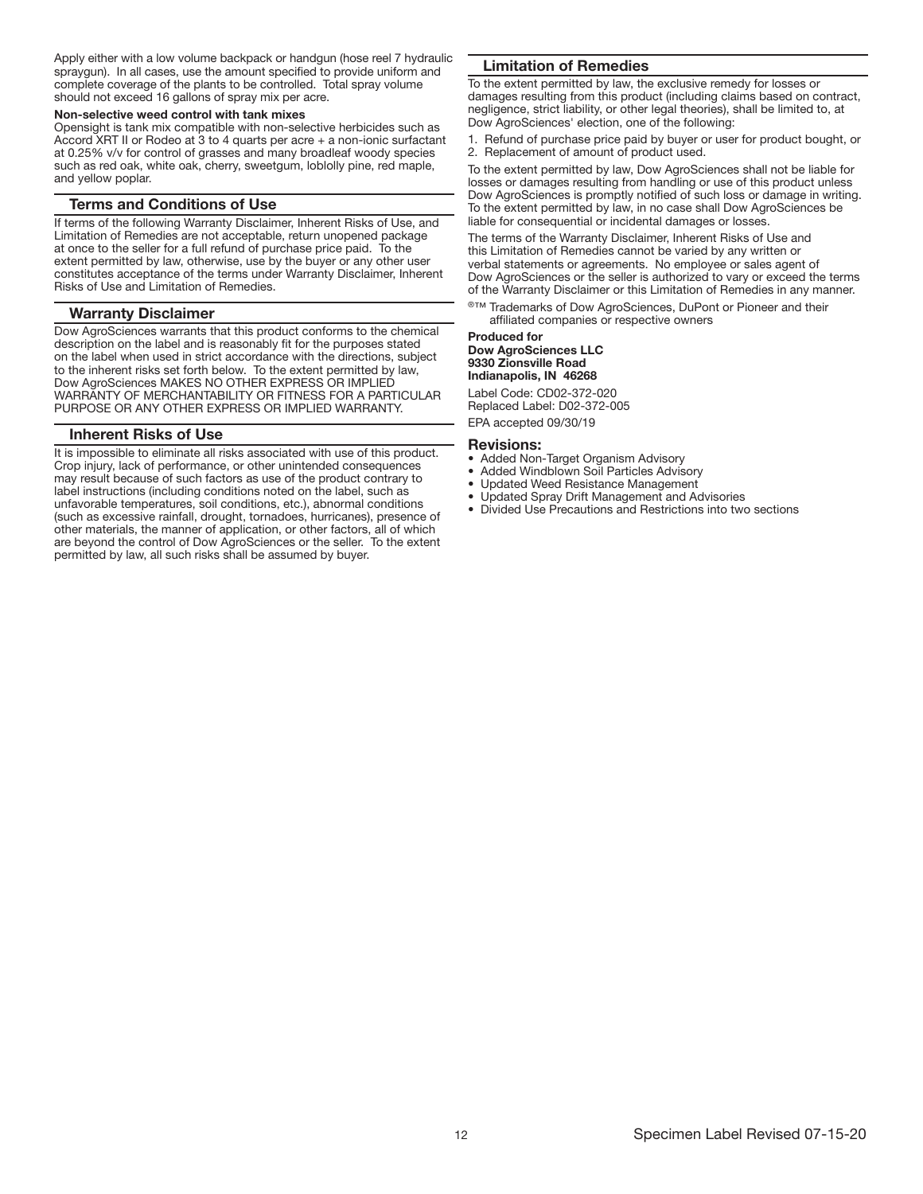Apply either with a low volume backpack or handgun (hose reel 7 hydraulic spraygun). In all cases, use the amount specified to provide uniform and complete coverage of the plants to be controlled. Total spray volume should not exceed 16 gallons of spray mix per acre.

**Non-selective weed control with tank mixes**

Opensight is tank mix compatible with non-selective herbicides such as Accord XRT II or Rodeo at 3 to 4 quarts per acre + a non-ionic surfactant at 0.25% v/v for control of grasses and many broadleaf woody species such as red oak, white oak, cherry, sweetgum, loblolly pine, red maple, and yellow poplar.

## Terms and Conditions of Use

If terms of the following Warranty Disclaimer, Inherent Risks of Use, and Limitation of Remedies are not acceptable, return unopened package at once to the seller for a full refund of purchase price paid. To the extent permitted by law, otherwise, use by the buyer or any other user constitutes acceptance of the terms under Warranty Disclaimer, Inherent Risks of Use and Limitation of Remedies.

## Warranty Disclaimer

Dow AgroSciences warrants that this product conforms to the chemical description on the label and is reasonably fit for the purposes stated on the label when used in strict accordance with the directions, subject to the inherent risks set forth below. To the extent permitted by law, Dow AgroSciences MAKES NO OTHER EXPRESS OR IMPLIED WARRANTY OF MERCHANTABILITY OR FITNESS FOR A PARTICULAR PURPOSE OR ANY OTHER EXPRESS OR IMPLIED WARRANTY.

## Inherent Risks of Use

It is impossible to eliminate all risks associated with use of this product. Crop injury, lack of performance, or other unintended consequences may result because of such factors as use of the product contrary to label instructions (including conditions noted on the label, such as unfavorable temperatures, soil conditions, etc.), abnormal conditions (such as excessive rainfall, drought, tornadoes, hurricanes), presence of other materials, the manner of application, or other factors, all of which are beyond the control of Dow AgroSciences or the seller. To the extent permitted by law, all such risks shall be assumed by buyer.

## Limitation of Remedies

To the extent permitted by law, the exclusive remedy for losses or damages resulting from this product (including claims based on contract, negligence, strict liability, or other legal theories), shall be limited to, at Dow AgroSciences' election, one of the following:

1. Refund of purchase price paid by buyer or user for product bought, or
2. Replacement of amount of product used.

To the extent permitted by law, Dow AgroSciences shall not be liable for losses or damages resulting from handling or use of this product unless Dow AgroSciences is promptly notified of such loss or damage in writing. To the extent permitted by law, in no case shall Dow AgroSciences be liable for consequential or incidental damages or losses.

The terms of the Warranty Disclaimer, Inherent Risks of Use and this Limitation of Remedies cannot be varied by any written or verbal statements or agreements. No employee or sales agent of Dow AgroSciences or the seller is authorized to vary or exceed the terms of the Warranty Disclaimer or this Limitation of Remedies in any manner.

®™ Trademarks of Dow AgroSciences, DuPont or Pioneer and their affiliated companies or respective owners

**Produced for**
**Dow AgroSciences LLC**
**9330 Zionsville Road**
**Indianapolis, IN 46268**

Label Code: CD02-372-020
Replaced Label: D02-372-005
EPA accepted 09/30/19

### Revisions:

- Added Non-Target Organism Advisory
- Added Windblown Soil Particles Advisory
- Updated Weed Resistance Management
- Updated Spray Drift Management and Advisories
- Divided Use Precautions and Restrictions into two sections

Specimen Label Revised 07-15-20